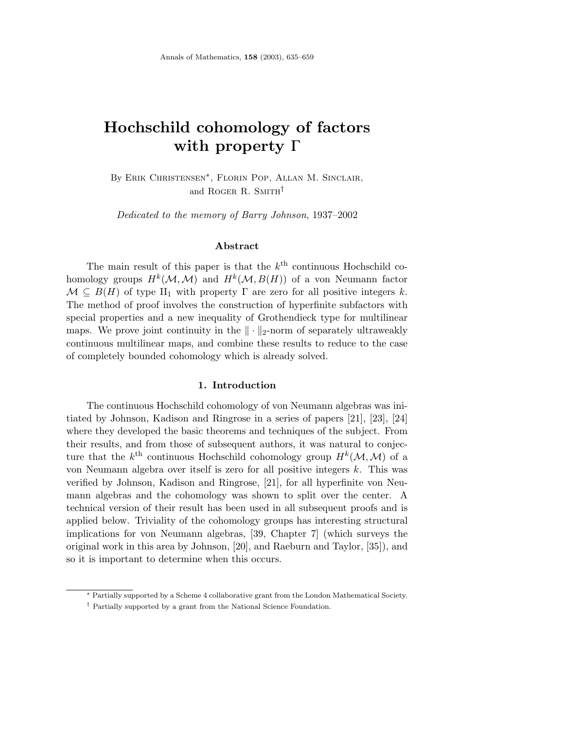# Hochschild cohomology of factors with property $\Gamma$

By Erik Christensen*, Florin Pop, Allan M. Sinclair, and Roger R. Smith†

*Dedicated to the memory of Barry Johnson*, 1937–2002

## Abstract

The main result of this paper is that the $k^{\text{th}}$ continuous Hochschild cohomology groups $H^k(\mathcal{M}, \mathcal{M})$ and $H^k(\mathcal{M}, B(H))$ of a von Neumann factor $\mathcal{M} \subseteq B(H)$ of type $\mathrm{II}_1$ with property $\Gamma$ are zero for all positive integers $k$. The method of proof involves the construction of hyperfinite subfactors with special properties and a new inequality of Grothendieck type for multilinear maps. We prove joint continuity in the $\|\cdot\|_2$-norm of separately ultraweakly continuous multilinear maps, and combine these results to reduce to the case of completely bounded cohomology which is already solved.

## 1. Introduction

The continuous Hochschild cohomology of von Neumann algebras was initiated by Johnson, Kadison and Ringrose in a series of papers [21], [23], [24] where they developed the basic theorems and techniques of the subject. From their results, and from those of subsequent authors, it was natural to conjecture that the $k^{\text{th}}$ continuous Hochschild cohomology group $H^k(\mathcal{M}, \mathcal{M})$ of a von Neumann algebra over itself is zero for all positive integers $k$. This was verified by Johnson, Kadison and Ringrose, [21], for all hyperfinite von Neumann algebras and the cohomology was shown to split over the center. A technical version of their result has been used in all subsequent proofs and is applied below. Triviality of the cohomology groups has interesting structural implications for von Neumann algebras, [39, Chapter 7] (which surveys the original work in this area by Johnson, [20], and Raeburn and Taylor, [35]), and so it is important to determine when this occurs.

* Partially supported by a Scheme 4 collaborative grant from the London Mathematical Society.

† Partially supported by a grant from the National Science Foundation.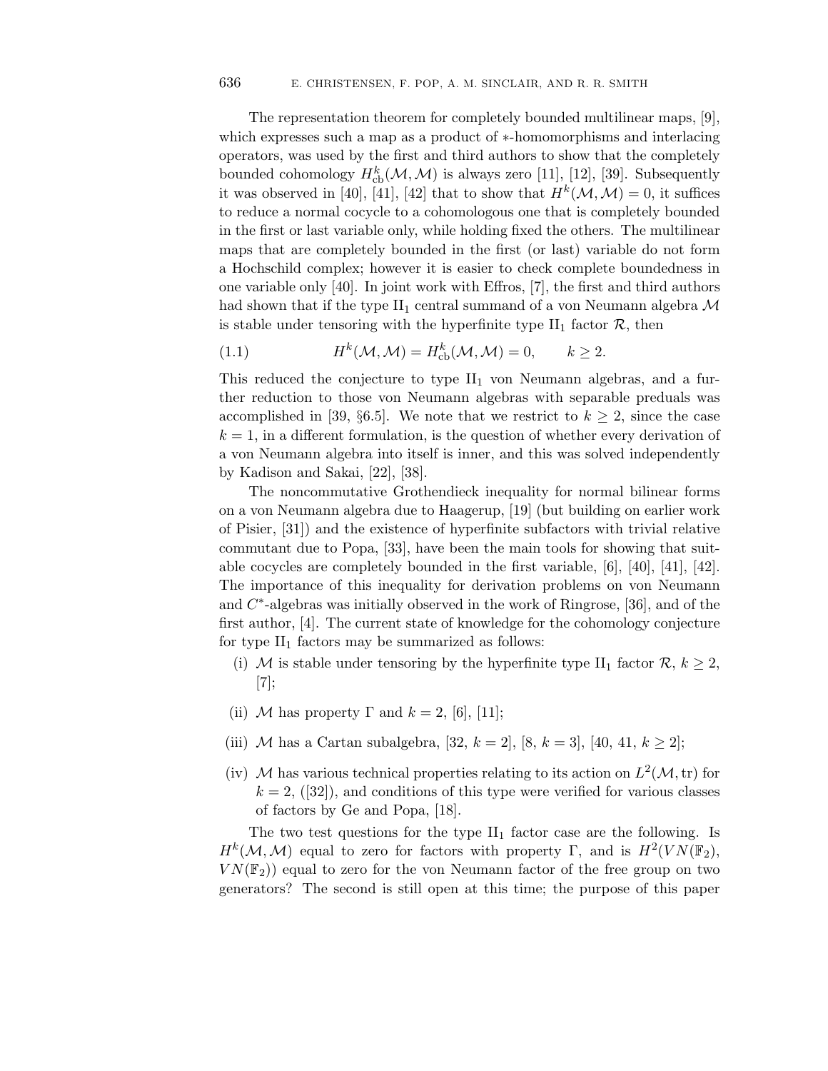The representation theorem for completely bounded multilinear maps, [9], which expresses such a map as a product of $*$-homomorphisms and interlacing operators, was used by the first and third authors to show that the completely bounded cohomology $H^k_{\rm cb}(\mathcal{M}, \mathcal{M})$ is always zero [11], [12], [39]. Subsequently it was observed in [40], [41], [42] that to show that $H^k(\mathcal{M}, \mathcal{M}) = 0$, it suffices to reduce a normal cocycle to a cohomologous one that is completely bounded in the first or last variable only, while holding fixed the others. The multilinear maps that are completely bounded in the first (or last) variable do not form a Hochschild complex; however it is easier to check complete boundedness in one variable only [40]. In joint work with Effros, [7], the first and third authors had shown that if the type $\text{II}_1$ central summand of a von Neumann algebra $\mathcal{M}$ is stable under tensoring with the hyperfinite type $\text{II}_1$ factor $\mathcal{R}$, then

$$H^k(\mathcal{M}, \mathcal{M}) = H^k_{\rm cb}(\mathcal{M}, \mathcal{M}) = 0, \qquad k \geq 2. \tag{1.1}$$

This reduced the conjecture to type $\text{II}_1$ von Neumann algebras, and a further reduction to those von Neumann algebras with separable preduals was accomplished in [39, §6.5]. We note that we restrict to $k \geq 2$, since the case $k = 1$, in a different formulation, is the question of whether every derivation of a von Neumann algebra into itself is inner, and this was solved independently by Kadison and Sakai, [22], [38].

The noncommutative Grothendieck inequality for normal bilinear forms on a von Neumann algebra due to Haagerup, [19] (but building on earlier work of Pisier, [31]) and the existence of hyperfinite subfactors with trivial relative commutant due to Popa, [33], have been the main tools for showing that suitable cocycles are completely bounded in the first variable, [6], [40], [41], [42]. The importance of this inequality for derivation problems on von Neumann and $C^*$-algebras was initially observed in the work of Ringrose, [36], and of the first author, [4]. The current state of knowledge for the cohomology conjecture for type $\text{II}_1$ factors may be summarized as follows:

(i) $\mathcal{M}$ is stable under tensoring by the hyperfinite type $\text{II}_1$ factor $\mathcal{R}$, $k \geq 2$, [7];

(ii) $\mathcal{M}$ has property $\Gamma$ and $k = 2$, [6], [11];

(iii) $\mathcal{M}$ has a Cartan subalgebra, [32, $k = 2$], [8, $k = 3$], [40, 41, $k \geq 2$];

(iv) $\mathcal{M}$ has various technical properties relating to its action on $L^2(\mathcal{M}, \text{tr})$ for $k = 2$, ([32]), and conditions of this type were verified for various classes of factors by Ge and Popa, [18].

The two test questions for the type $\text{II}_1$ factor case are the following. Is $H^k(\mathcal{M}, \mathcal{M})$ equal to zero for factors with property $\Gamma$, and is $H^2(VN(\mathbb{F}_2), VN(\mathbb{F}_2))$ equal to zero for the von Neumann factor of the free group on two generators? The second is still open at this time; the purpose of this paper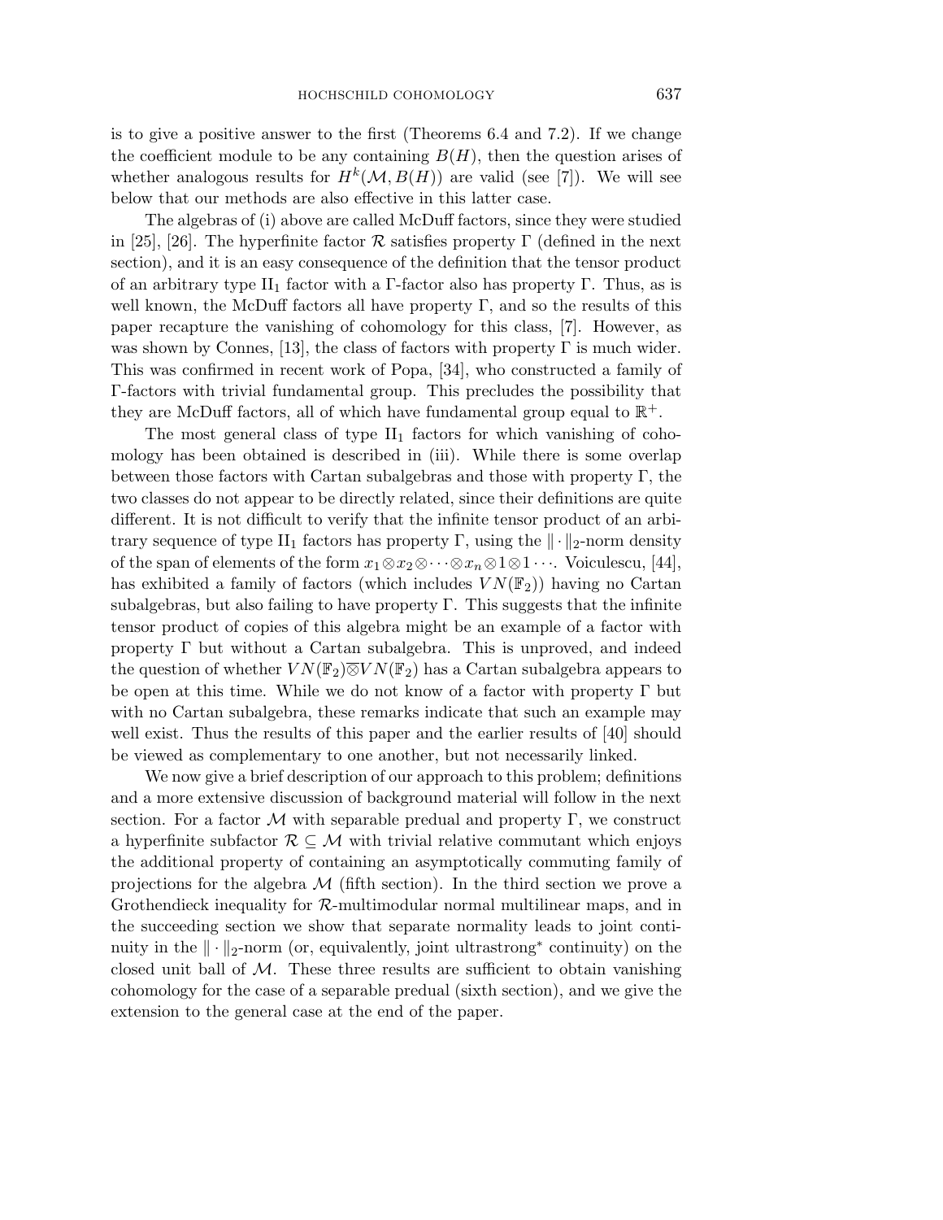is to give a positive answer to the first (Theorems 6.4 and 7.2). If we change the coefficient module to be any containing $B(H)$, then the question arises of whether analogous results for $H^k(\mathcal{M}, B(H))$ are valid (see [7]). We will see below that our methods are also effective in this latter case.

The algebras of (i) above are called McDuff factors, since they were studied in [25], [26]. The hyperfinite factor $\mathcal{R}$ satisfies property $\Gamma$ (defined in the next section), and it is an easy consequence of the definition that the tensor product of an arbitrary type $\mathrm{II}_1$ factor with a $\Gamma$-factor also has property $\Gamma$. Thus, as is well known, the McDuff factors all have property $\Gamma$, and so the results of this paper recapture the vanishing of cohomology for this class, [7]. However, as was shown by Connes, [13], the class of factors with property $\Gamma$ is much wider. This was confirmed in recent work of Popa, [34], who constructed a family of $\Gamma$-factors with trivial fundamental group. This precludes the possibility that they are McDuff factors, all of which have fundamental group equal to $\mathbb{R}^+$.

The most general class of type $\mathrm{II}_1$ factors for which vanishing of cohomology has been obtained is described in (iii). While there is some overlap between those factors with Cartan subalgebras and those with property $\Gamma$, the two classes do not appear to be directly related, since their definitions are quite different. It is not difficult to verify that the infinite tensor product of an arbitrary sequence of type $\mathrm{II}_1$ factors has property $\Gamma$, using the $\|\cdot\|_2$-norm density of the span of elements of the form $x_1 \otimes x_2 \otimes \cdots \otimes x_n \otimes 1 \otimes 1 \cdots$. Voiculescu, [44], has exhibited a family of factors (which includes $VN(\mathbb{F}_2)$) having no Cartan subalgebras, but also failing to have property $\Gamma$. This suggests that the infinite tensor product of copies of this algebra might be an example of a factor with property $\Gamma$ but without a Cartan subalgebra. This is unproved, and indeed the question of whether $VN(\mathbb{F}_2)\overline{\otimes}VN(\mathbb{F}_2)$ has a Cartan subalgebra appears to be open at this time. While we do not know of a factor with property $\Gamma$ but with no Cartan subalgebra, these remarks indicate that such an example may well exist. Thus the results of this paper and the earlier results of [40] should be viewed as complementary to one another, but not necessarily linked.

We now give a brief description of our approach to this problem; definitions and a more extensive discussion of background material will follow in the next section. For a factor $\mathcal{M}$ with separable predual and property $\Gamma$, we construct a hyperfinite subfactor $\mathcal{R} \subseteq \mathcal{M}$ with trivial relative commutant which enjoys the additional property of containing an asymptotically commuting family of projections for the algebra $\mathcal{M}$ (fifth section). In the third section we prove a Grothendieck inequality for $\mathcal{R}$-multimodular normal multilinear maps, and in the succeeding section we show that separate normality leads to joint continuity in the $\|\cdot\|_2$-norm (or, equivalently, joint ultrastrong$^*$ continuity) on the closed unit ball of $\mathcal{M}$. These three results are sufficient to obtain vanishing cohomology for the case of a separable predual (sixth section), and we give the extension to the general case at the end of the paper.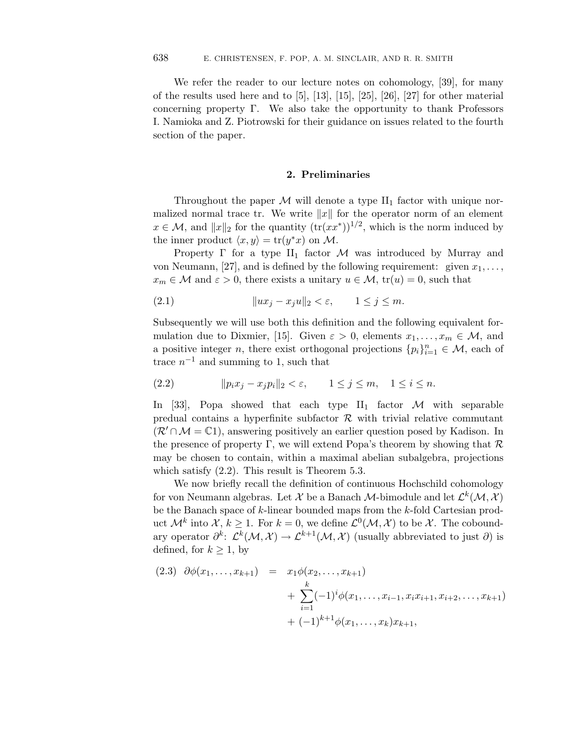We refer the reader to our lecture notes on cohomology, [39], for many of the results used here and to [5], [13], [15], [25], [26], [27] for other material concerning property Γ. We also take the opportunity to thank Professors I. Namioka and Z. Piotrowski for their guidance on issues related to the fourth section of the paper.

## 2. Preliminaries

Throughout the paper $\mathcal{M}$ will denote a type $\mathrm{II}_1$ factor with unique normalized normal trace tr. We write $\|x\|$ for the operator norm of an element $x \in \mathcal{M}$, and $\|x\|_2$ for the quantity $(\mathrm{tr}(xx^*))^{1/2}$, which is the norm induced by the inner product $\langle x, y\rangle = \mathrm{tr}(y^*x)$ on $\mathcal{M}$.

Property Γ for a type $\mathrm{II}_1$ factor $\mathcal{M}$ was introduced by Murray and von Neumann, [27], and is defined by the following requirement: given $x_1, \ldots, x_m \in \mathcal{M}$ and $\varepsilon > 0$, there exists a unitary $u \in \mathcal{M}$, $\mathrm{tr}(u) = 0$, such that

$$\|ux_j - x_ju\|_2 < \varepsilon, \qquad 1 \leq j \leq m. \tag{2.1}$$

Subsequently we will use both this definition and the following equivalent formulation due to Dixmier, [15]. Given $\varepsilon > 0$, elements $x_1, \ldots, x_m \in \mathcal{M}$, and a positive integer $n$, there exist orthogonal projections $\{p_i\}_{i=1}^n \in \mathcal{M}$, each of trace $n^{-1}$ and summing to 1, such that

$$\|p_ix_j - x_jp_i\|_2 < \varepsilon, \qquad 1 \leq j \leq m, \quad 1 \leq i \leq n. \tag{2.2}$$

In [33], Popa showed that each type $\mathrm{II}_1$ factor $\mathcal{M}$ with separable predual contains a hyperfinite subfactor $\mathcal{R}$ with trivial relative commutant ($\mathcal{R}' \cap \mathcal{M} = \mathbb{C}1$), answering positively an earlier question posed by Kadison. In the presence of property Γ, we will extend Popa's theorem by showing that $\mathcal{R}$ may be chosen to contain, within a maximal abelian subalgebra, projections which satisfy (2.2). This result is Theorem 5.3.

We now briefly recall the definition of continuous Hochschild cohomology for von Neumann algebras. Let $\mathcal{X}$ be a Banach $\mathcal{M}$-bimodule and let $\mathcal{L}^k(\mathcal{M}, \mathcal{X})$ be the Banach space of $k$-linear bounded maps from the $k$-fold Cartesian product $\mathcal{M}^k$ into $\mathcal{X}$, $k \geq 1$. For $k = 0$, we define $\mathcal{L}^0(\mathcal{M}, \mathcal{X})$ to be $\mathcal{X}$. The coboundary operator $\partial^k$: $\mathcal{L}^k(\mathcal{M}, \mathcal{X}) \to \mathcal{L}^{k+1}(\mathcal{M}, \mathcal{X})$ (usually abbreviated to just $\partial$) is defined, for $k \geq 1$, by

$$\begin{aligned} \partial\phi(x_1, \ldots, x_{k+1}) \;=\;& x_1\phi(x_2, \ldots, x_{k+1}) \\ &+ \sum_{i=1}^{k}(-1)^i\phi(x_1, \ldots, x_{i-1}, x_ix_{i+1}, x_{i+2}, \ldots, x_{k+1}) \\ &+ (-1)^{k+1}\phi(x_1, \ldots, x_k)x_{k+1}, \end{aligned} \tag{2.3}$$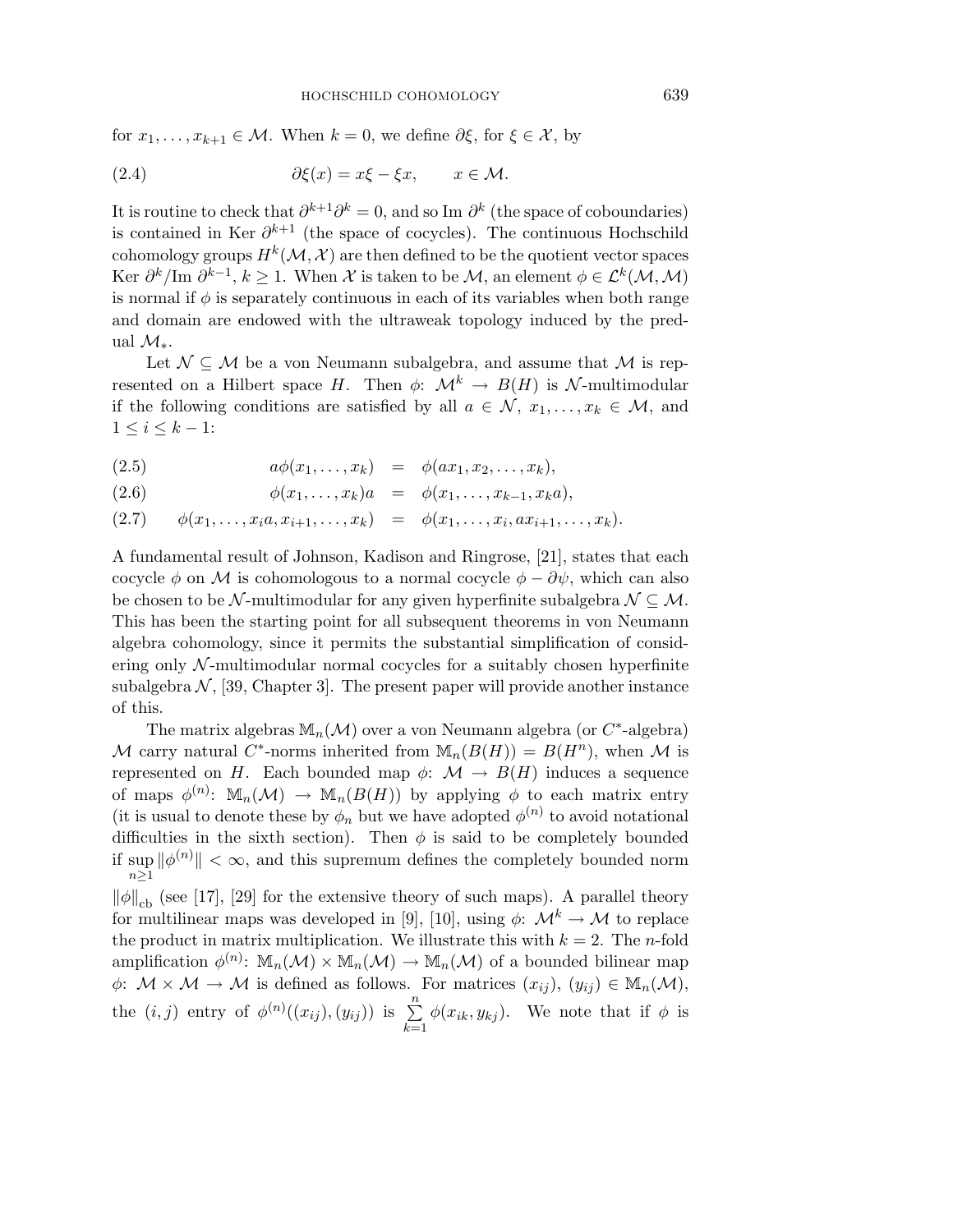for $x_1, \ldots, x_{k+1} \in \mathcal{M}$. When $k = 0$, we define $\partial\xi$, for $\xi \in \mathcal{X}$, by

$$\partial\xi(x) = x\xi - \xi x, \qquad x \in \mathcal{M}. \tag{2.4}$$

It is routine to check that $\partial^{k+1}\partial^k = 0$, and so Im $\partial^k$ (the space of coboundaries) is contained in Ker $\partial^{k+1}$ (the space of cocycles). The continuous Hochschild cohomology groups $H^k(\mathcal{M}, \mathcal{X})$ are then defined to be the quotient vector spaces Ker $\partial^k$/Im $\partial^{k-1}$, $k \geq 1$. When $\mathcal{X}$ is taken to be $\mathcal{M}$, an element $\phi \in \mathcal{L}^k(\mathcal{M}, \mathcal{M})$ is normal if $\phi$ is separately continuous in each of its variables when both range and domain are endowed with the ultraweak topology induced by the predual $\mathcal{M}_*$.

Let $\mathcal{N} \subseteq \mathcal{M}$ be a von Neumann subalgebra, and assume that $\mathcal{M}$ is represented on a Hilbert space $H$. Then $\phi$: $\mathcal{M}^k \to B(H)$ is $\mathcal{N}$-multimodular if the following conditions are satisfied by all $a \in \mathcal{N}$, $x_1, \ldots, x_k \in \mathcal{M}$, and $1 \leq i \leq k-1$:

$$a\phi(x_1, \ldots, x_k) = \phi(ax_1, x_2, \ldots, x_k), \tag{2.5}$$

$$\phi(x_1, \ldots, x_k)a = \phi(x_1, \ldots, x_{k-1}, x_k a), \tag{2.6}$$

$$\phi(x_1, \ldots, x_i a, x_{i+1}, \ldots, x_k) = \phi(x_1, \ldots, x_i, ax_{i+1}, \ldots, x_k). \tag{2.7}$$

A fundamental result of Johnson, Kadison and Ringrose, [21], states that each cocycle $\phi$ on $\mathcal{M}$ is cohomologous to a normal cocycle $\phi - \partial\psi$, which can also be chosen to be $\mathcal{N}$-multimodular for any given hyperfinite subalgebra $\mathcal{N} \subseteq \mathcal{M}$. This has been the starting point for all subsequent theorems in von Neumann algebra cohomology, since it permits the substantial simplification of considering only $\mathcal{N}$-multimodular normal cocycles for a suitably chosen hyperfinite subalgebra $\mathcal{N}$, [39, Chapter 3]. The present paper will provide another instance of this.

The matrix algebras $\mathbb{M}_n(\mathcal{M})$ over a von Neumann algebra (or $C^*$-algebra) $\mathcal{M}$ carry natural $C^*$-norms inherited from $\mathbb{M}_n(B(H)) = B(H^n)$, when $\mathcal{M}$ is represented on $H$. Each bounded map $\phi$: $\mathcal{M} \to B(H)$ induces a sequence of maps $\phi^{(n)}$: $\mathbb{M}_n(\mathcal{M}) \to \mathbb{M}_n(B(H))$ by applying $\phi$ to each matrix entry (it is usual to denote these by $\phi_n$ but we have adopted $\phi^{(n)}$ to avoid notational difficulties in the sixth section). Then $\phi$ is said to be completely bounded if $\sup\limits_{n\geq 1} \|\phi^{(n)}\| < \infty$, and this supremum defines the completely bounded norm $\|\phi\|_{\mathrm{cb}}$ (see [17], [29] for the extensive theory of such maps). A parallel theory for multilinear maps was developed in [9], [10], using $\phi$: $\mathcal{M}^k \to \mathcal{M}$ to replace the product in matrix multiplication. We illustrate this with $k = 2$. The $n$-fold amplification $\phi^{(n)}$: $\mathbb{M}_n(\mathcal{M}) \times \mathbb{M}_n(\mathcal{M}) \to \mathbb{M}_n(\mathcal{M})$ of a bounded bilinear map $\phi$: $\mathcal{M} \times \mathcal{M} \to \mathcal{M}$ is defined as follows. For matrices $(x_{ij})$, $(y_{ij}) \in \mathbb{M}_n(\mathcal{M})$, the $(i, j)$ entry of $\phi^{(n)}((x_{ij}), (y_{ij}))$ is $\sum\limits_{k=1}^{n} \phi(x_{ik}, y_{kj})$. We note that if $\phi$ is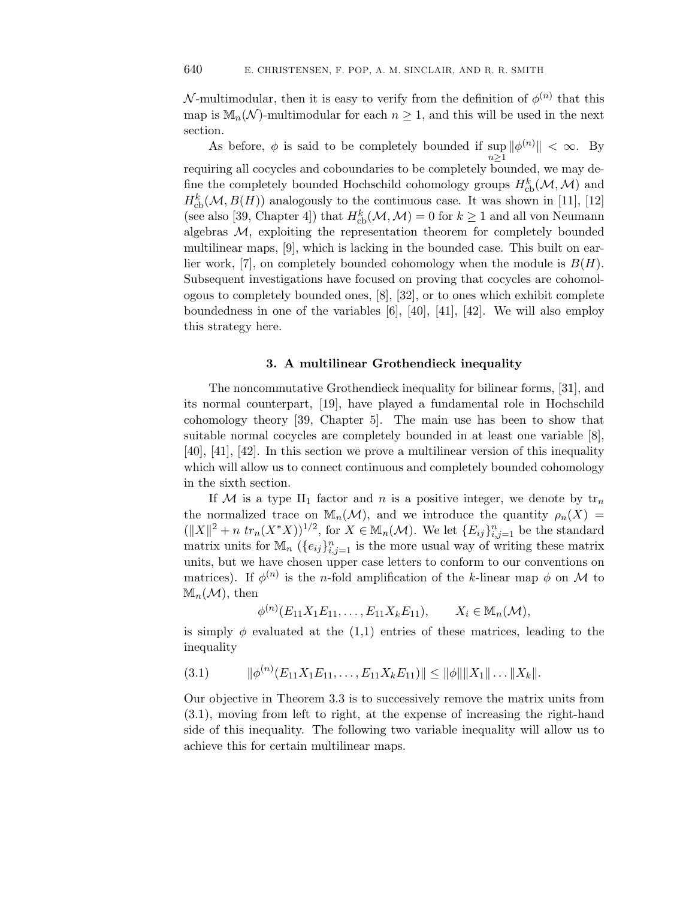$\mathcal{N}$-multimodular, then it is easy to verify from the definition of $\phi^{(n)}$ that this map is $\mathbb{M}_n(\mathcal{N})$-multimodular for each $n \geq 1$, and this will be used in the next section.

As before, $\phi$ is said to be completely bounded if $\sup_{n\geq 1} \|\phi^{(n)}\| < \infty$. By requiring all cocycles and coboundaries to be completely bounded, we may define the completely bounded Hochschild cohomology groups $H^k_{\rm cb}(\mathcal{M},\mathcal{M})$ and $H^k_{\rm cb}(\mathcal{M},B(H))$ analogously to the continuous case. It was shown in [11], [12] (see also [39, Chapter 4]) that $H^k_{\rm cb}(\mathcal{M},\mathcal{M}) = 0$ for $k \geq 1$ and all von Neumann algebras $\mathcal{M}$, exploiting the representation theorem for completely bounded multilinear maps, [9], which is lacking in the bounded case. This built on earlier work, [7], on completely bounded cohomology when the module is $B(H)$. Subsequent investigations have focused on proving that cocycles are cohomologous to completely bounded ones, [8], [32], or to ones which exhibit complete boundedness in one of the variables [6], [40], [41], [42]. We will also employ this strategy here.

## 3. A multilinear Grothendieck inequality

The noncommutative Grothendieck inequality for bilinear forms, [31], and its normal counterpart, [19], have played a fundamental role in Hochschild cohomology theory [39, Chapter 5]. The main use has been to show that suitable normal cocycles are completely bounded in at least one variable [8], [40], [41], [42]. In this section we prove a multilinear version of this inequality which will allow us to connect continuous and completely bounded cohomology in the sixth section.

If $\mathcal{M}$ is a type $\mathrm{II}_1$ factor and $n$ is a positive integer, we denote by $\mathrm{tr}_n$ the normalized trace on $\mathbb{M}_n(\mathcal{M})$, and we introduce the quantity $\rho_n(X) = (\|X\|^2 + n\ tr_n(X^*X))^{1/2}$, for $X \in \mathbb{M}_n(\mathcal{M})$. We let $\{E_{ij}\}_{i,j=1}^n$ be the standard matrix units for $\mathbb{M}_n$ ($\{e_{ij}\}_{i,j=1}^n$ is the more usual way of writing these matrix units, but we have chosen upper case letters to conform to our conventions on matrices). If $\phi^{(n)}$ is the $n$-fold amplification of the $k$-linear map $\phi$ on $\mathcal{M}$ to $\mathbb{M}_n(\mathcal{M})$, then

$$\phi^{(n)}(E_{11}X_1E_{11},\ldots,E_{11}X_kE_{11}), \qquad X_i \in \mathbb{M}_n(\mathcal{M}),$$

is simply $\phi$ evaluated at the (1,1) entries of these matrices, leading to the inequality

$$\|\phi^{(n)}(E_{11}X_1E_{11},\ldots,E_{11}X_kE_{11})\| \leq \|\phi\|\|X_1\|\ldots\|X_k\|. \tag{3.1}$$

Our objective in Theorem 3.3 is to successively remove the matrix units from (3.1), moving from left to right, at the expense of increasing the right-hand side of this inequality. The following two variable inequality will allow us to achieve this for certain multilinear maps.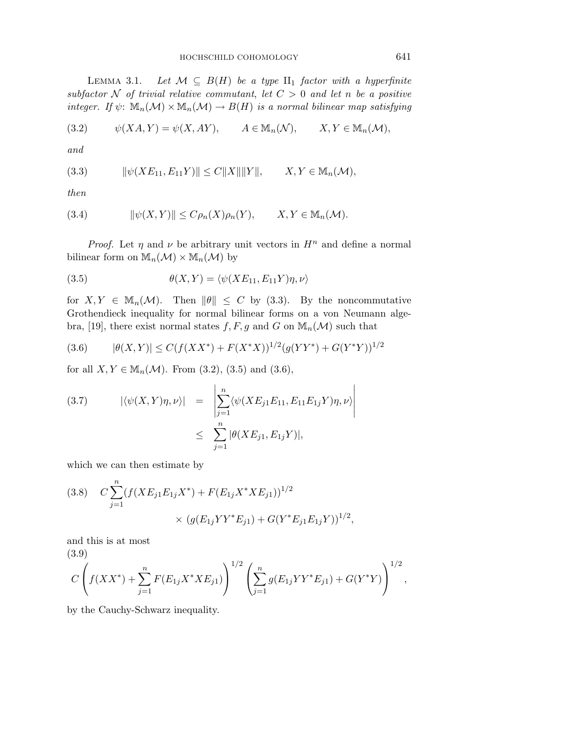LEMMA 3.1. *Let $\mathcal{M} \subseteq B(H)$ be a type $\mathrm{II}_1$ factor with a hyperfinite subfactor $\mathcal{N}$ of trivial relative commutant, let $C > 0$ and let $n$ be a positive integer. If $\psi\colon \mathbb{M}_n(\mathcal{M}) \times \mathbb{M}_n(\mathcal{M}) \to B(H)$ is a normal bilinear map satisfying*

$$\psi(XA, Y) = \psi(X, AY), \qquad A \in \mathbb{M}_n(\mathcal{N}), \qquad X, Y \in \mathbb{M}_n(\mathcal{M}), \tag{3.2}$$

*and*

$$\|\psi(XE_{11}, E_{11}Y)\| \leq C\|X\|\|Y\|, \qquad X, Y \in \mathbb{M}_n(\mathcal{M}), \tag{3.3}$$

*then*

$$\|\psi(X, Y)\| \leq C\rho_n(X)\rho_n(Y), \qquad X, Y \in \mathbb{M}_n(\mathcal{M}). \tag{3.4}$$

*Proof.* Let $\eta$ and $\nu$ be arbitrary unit vectors in $H^n$ and define a normal bilinear form on $\mathbb{M}_n(\mathcal{M}) \times \mathbb{M}_n(\mathcal{M})$ by

$$\theta(X, Y) = \langle \psi(XE_{11}, E_{11}Y)\eta, \nu\rangle \tag{3.5}$$

for $X, Y \in \mathbb{M}_n(\mathcal{M})$. Then $\|\theta\| \leq C$ by (3.3). By the noncommutative Grothendieck inequality for normal bilinear forms on a von Neumann algebra, [19], there exist normal states $f, F, g$ and $G$ on $\mathbb{M}_n(\mathcal{M})$ such that

$$|\theta(X, Y)| \leq C(f(XX^*) + F(X^*X))^{1/2}(g(YY^*) + G(Y^*Y))^{1/2} \tag{3.6}$$

for all $X, Y \in \mathbb{M}_n(\mathcal{M})$. From (3.2), (3.5) and (3.6),

$$\begin{aligned} |\langle \psi(X, Y)\eta, \nu\rangle| &= \left| \sum_{j=1}^{n} \langle \psi(XE_{j1}E_{11}, E_{11}E_{1j}Y)\eta, \nu\rangle \right| \\ &\leq \sum_{j=1}^{n} |\theta(XE_{j1}, E_{1j}Y)|, \end{aligned} \tag{3.7}$$

which we can then estimate by

$$\begin{aligned} C\sum_{j=1}^{n} &(f(XE_{j1}E_{1j}X^*) + F(E_{1j}X^*XE_{j1}))^{1/2} \\ &\times (g(E_{1j}YY^*E_{j1}) + G(Y^*E_{j1}E_{1j}Y))^{1/2}, \end{aligned} \tag{3.8}$$

and this is at most

$$C\left(f(XX^*) + \sum_{j=1}^{n} F(E_{1j}X^*XE_{j1})\right)^{1/2} \left(\sum_{j=1}^{n} g(E_{1j}YY^*E_{j1}) + G(Y^*Y)\right)^{1/2}, \tag{3.9}$$

by the Cauchy-Schwarz inequality.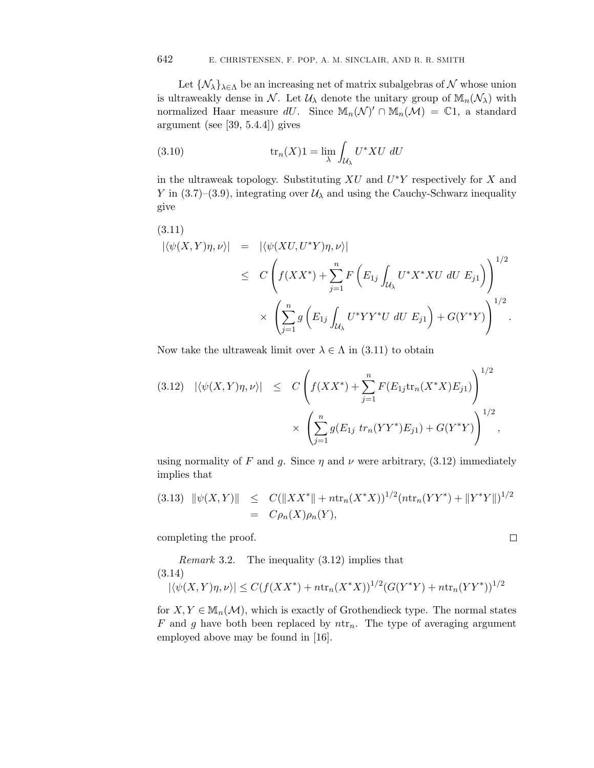Let $\{\mathcal{N}_\lambda\}_{\lambda\in\Lambda}$ be an increasing net of matrix subalgebras of $\mathcal{N}$ whose union is ultraweakly dense in $\mathcal{N}$. Let $\mathcal{U}_\lambda$ denote the unitary group of $\mathbb{M}_n(\mathcal{N}_\lambda)$ with normalized Haar measure $dU$. Since $\mathbb{M}_n(\mathcal{N})' \cap \mathbb{M}_n(\mathcal{M}) = \mathbb{C}1$, a standard argument (see [39, 5.4.4]) gives

$$\mathrm{tr}_n(X)1 = \lim_\lambda \int_{\mathcal{U}_\lambda} U^*XU \; dU \tag{3.10}$$

in the ultraweak topology. Substituting $XU$ and $U^*Y$ respectively for $X$ and $Y$ in (3.7)–(3.9), integrating over $\mathcal{U}_\lambda$ and using the Cauchy-Schwarz inequality give

$$\begin{aligned}
|\langle \psi(X,Y)\eta,\nu\rangle| &= |\langle \psi(XU,U^*Y)\eta,\nu\rangle| \\
&\le C\left(f(XX^*) + \sum_{j=1}^n F\left(E_{1j}\int_{\mathcal{U}_\lambda} U^*X^*XU\; dU\; E_{j1}\right)\right)^{1/2} \\
&\quad \times \left(\sum_{j=1}^n g\left(E_{1j}\int_{\mathcal{U}_\lambda} U^*YY^*U\; dU\; E_{j1}\right) + G(Y^*Y)\right)^{1/2}.
\end{aligned} \tag{3.11}$$

Now take the ultraweak limit over $\lambda \in \Lambda$ in (3.11) to obtain

$$\begin{aligned}
|\langle \psi(X,Y)\eta,\nu\rangle| &\le C\left(f(XX^*) + \sum_{j=1}^n F(E_{1j}\mathrm{tr}_n(X^*X)E_{j1})\right)^{1/2} \\
&\quad \times \left(\sum_{j=1}^n g(E_{1j}\; tr_n(YY^*)E_{j1}) + G(Y^*Y)\right)^{1/2},
\end{aligned} \tag{3.12}$$

using normality of $F$ and $g$. Since $\eta$ and $\nu$ were arbitrary, (3.12) immediately implies that

$$\begin{aligned}
\|\psi(X,Y)\| &\le C(\|XX^*\| + n\mathrm{tr}_n(X^*X))^{1/2}(n\mathrm{tr}_n(YY^*) + \|Y^*Y\|)^{1/2} \\
&= C\rho_n(X)\rho_n(Y),
\end{aligned} \tag{3.13}$$

completing the proof. $\square$

*Remark* 3.2. The inequality (3.12) implies that

$$|\langle \psi(X,Y)\eta,\nu\rangle| \le C(f(XX^*) + n\mathrm{tr}_n(X^*X))^{1/2}(G(Y^*Y) + n\mathrm{tr}_n(YY^*))^{1/2} \tag{3.14}$$

for $X, Y \in \mathbb{M}_n(\mathcal{M})$, which is exactly of Grothendieck type. The normal states $F$ and $g$ have both been replaced by $n\mathrm{tr}_n$. The type of averaging argument employed above may be found in [16].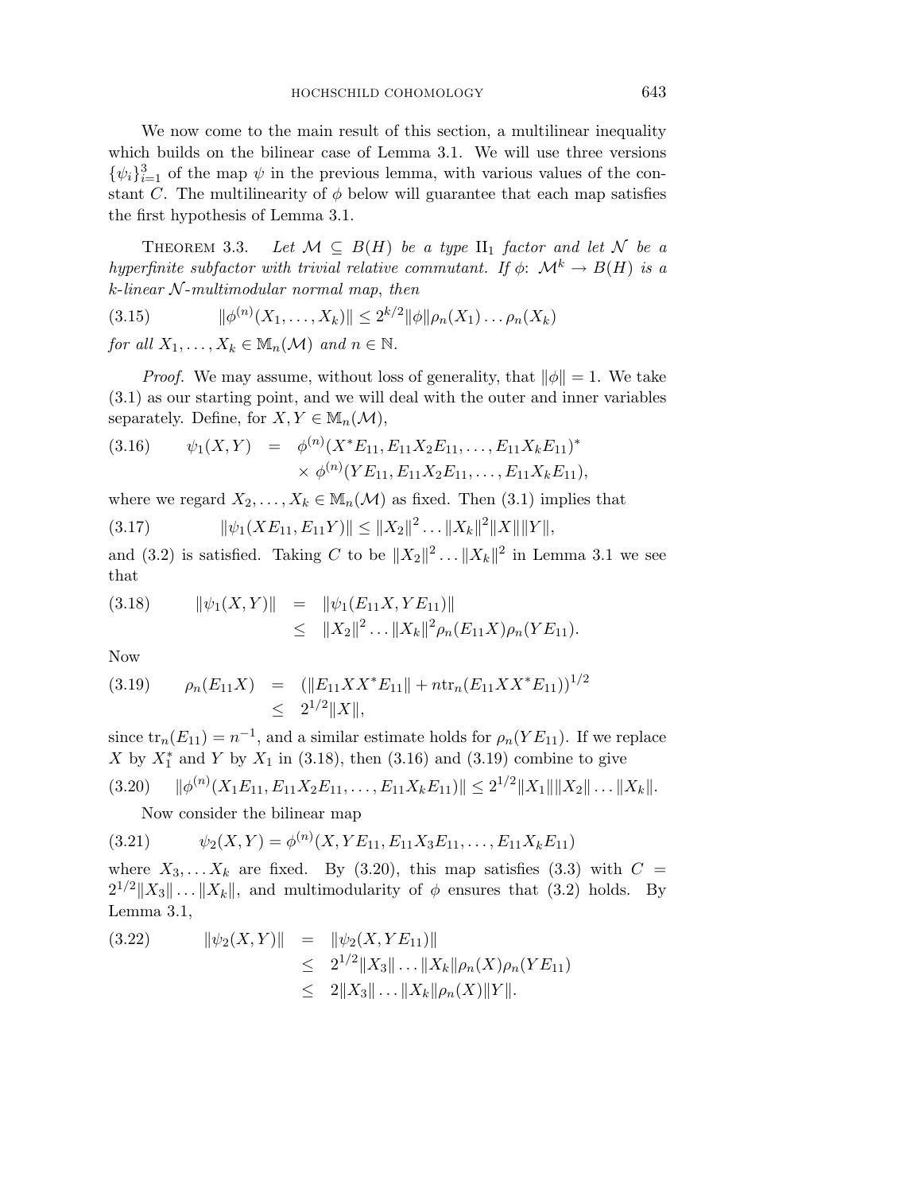We now come to the main result of this section, a multilinear inequality which builds on the bilinear case of Lemma 3.1. We will use three versions $\{\psi_i\}_{i=1}^3$ of the map $\psi$ in the previous lemma, with various values of the constant $C$. The multilinearity of $\phi$ below will guarantee that each map satisfies the first hypothesis of Lemma 3.1.

Theorem 3.3. *Let $\mathcal{M} \subseteq B(H)$ be a type $\mathrm{II}_1$ factor and let $\mathcal{N}$ be a hyperfinite subfactor with trivial relative commutant. If $\phi$: $\mathcal{M}^k \to B(H)$ is a $k$-linear $\mathcal{N}$-multimodular normal map, then*

$$\|\phi^{(n)}(X_1, \dots, X_k)\| \leq 2^{k/2}\|\phi\|\rho_n(X_1)\dots\rho_n(X_k) \tag{3.15}$$

*for all $X_1, \dots, X_k \in \mathbb{M}_n(\mathcal{M})$ and $n \in \mathbb{N}$.*

*Proof.* We may assume, without loss of generality, that $\|\phi\| = 1$. We take (3.1) as our starting point, and we will deal with the outer and inner variables separately. Define, for $X, Y \in \mathbb{M}_n(\mathcal{M})$,

$$\begin{aligned} \psi_1(X,Y) &= \phi^{(n)}(X^*E_{11}, E_{11}X_2E_{11}, \dots, E_{11}X_kE_{11})^* \\ &\quad \times \phi^{(n)}(YE_{11}, E_{11}X_2E_{11}, \dots, E_{11}X_kE_{11}), \end{aligned} \tag{3.16}$$

where we regard $X_2, \dots, X_k \in \mathbb{M}_n(\mathcal{M})$ as fixed. Then (3.1) implies that

$$\|\psi_1(XE_{11}, E_{11}Y)\| \leq \|X_2\|^2 \dots \|X_k\|^2\|X\|\|Y\|, \tag{3.17}$$

and (3.2) is satisfied. Taking $C$ to be $\|X_2\|^2 \dots \|X_k\|^2$ in Lemma 3.1 we see that

$$\begin{aligned} \|\psi_1(X,Y)\| &= \|\psi_1(E_{11}X, YE_{11})\| \\ &\leq \|X_2\|^2 \dots \|X_k\|^2\rho_n(E_{11}X)\rho_n(YE_{11}). \end{aligned} \tag{3.18}$$

Now

$$\begin{aligned} \rho_n(E_{11}X) &= \left(\|E_{11}XX^*E_{11}\| + n\mathrm{tr}_n(E_{11}XX^*E_{11})\right)^{1/2} \\ &\leq 2^{1/2}\|X\|, \end{aligned} \tag{3.19}$$

since $\mathrm{tr}_n(E_{11}) = n^{-1}$, and a similar estimate holds for $\rho_n(YE_{11})$. If we replace $X$ by $X_1^*$ and $Y$ by $X_1$ in (3.18), then (3.16) and (3.19) combine to give

$$\|\phi^{(n)}(X_1E_{11}, E_{11}X_2E_{11}, \dots, E_{11}X_kE_{11})\| \leq 2^{1/2}\|X_1\|\|X_2\| \dots \|X_k\|. \tag{3.20}$$

Now consider the bilinear map

$$\psi_2(X,Y) = \phi^{(n)}(X, YE_{11}, E_{11}X_3E_{11}, \dots, E_{11}X_kE_{11}) \tag{3.21}$$

where $X_3, \dots X_k$ are fixed. By (3.20), this map satisfies (3.3) with $C = 2^{1/2}\|X_3\| \dots \|X_k\|$, and multimodularity of $\phi$ ensures that (3.2) holds. By Lemma 3.1,

$$\begin{aligned} \|\psi_2(X,Y)\| &= \|\psi_2(X, YE_{11})\| \\ &\leq 2^{1/2}\|X_3\| \dots \|X_k\|\rho_n(X)\rho_n(YE_{11}) \\ &\leq 2\|X_3\| \dots \|X_k\|\rho_n(X)\|Y\|. \end{aligned} \tag{3.22}$$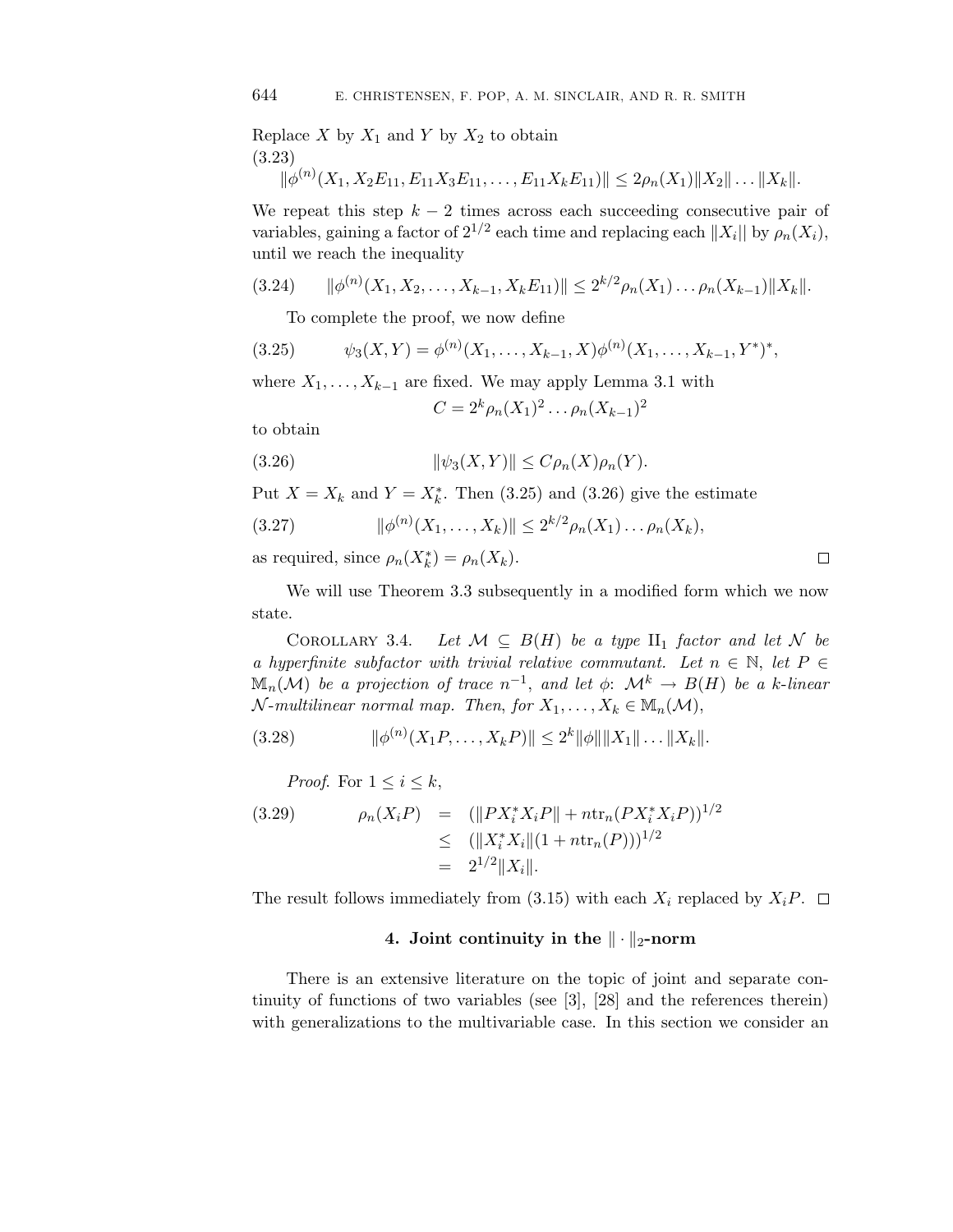Replace $X$ by $X_1$ and $Y$ by $X_2$ to obtain

$$\|\phi^{(n)}(X_1, X_2E_{11}, E_{11}X_3E_{11}, \dots, E_{11}X_kE_{11})\| \leq 2\rho_n(X_1)\|X_2\| \dots \|X_k\|. \tag{3.23}$$

We repeat this step $k-2$ times across each succeeding consecutive pair of variables, gaining a factor of $2^{1/2}$ each time and replacing each $\|X_i\|$ by $\rho_n(X_i)$, until we reach the inequality

$$\|\phi^{(n)}(X_1, X_2, \dots, X_{k-1}, X_kE_{11})\| \leq 2^{k/2}\rho_n(X_1)\dots\rho_n(X_{k-1})\|X_k\|. \tag{3.24}$$

To complete the proof, we now define

$$\psi_3(X, Y) = \phi^{(n)}(X_1, \dots, X_{k-1}, X)\phi^{(n)}(X_1, \dots, X_{k-1}, Y^*)^*, \tag{3.25}$$

where $X_1, \dots, X_{k-1}$ are fixed. We may apply Lemma 3.1 with

$$C = 2^k\rho_n(X_1)^2 \dots \rho_n(X_{k-1})^2$$

to obtain

$$\|\psi_3(X, Y)\| \leq C\rho_n(X)\rho_n(Y). \tag{3.26}$$

Put $X = X_k$ and $Y = X_k^*$. Then (3.25) and (3.26) give the estimate

$$\|\phi^{(n)}(X_1, \dots, X_k)\| \leq 2^{k/2}\rho_n(X_1)\dots\rho_n(X_k), \tag{3.27}$$

as required, since $\rho_n(X_k^*) = \rho_n(X_k)$. □

We will use Theorem 3.3 subsequently in a modified form which we now state.

Corollary 3.4. *Let $\mathcal{M} \subseteq B(H)$ be a type $\mathrm{II}_1$ factor and let $\mathcal{N}$ be a hyperfinite subfactor with trivial relative commutant. Let $n \in \mathbb{N}$, let $P \in \mathbb{M}_n(\mathcal{M})$ be a projection of trace $n^{-1}$, and let $\phi$: $\mathcal{M}^k \to B(H)$ be a $k$-linear $\mathcal{N}$-multilinear normal map. Then, for $X_1, \dots, X_k \in \mathbb{M}_n(\mathcal{M})$,*

$$\|\phi^{(n)}(X_1P, \dots, X_kP)\| \leq 2^k\|\phi\|\|X_1\| \dots \|X_k\|. \tag{3.28}$$

*Proof.* For $1 \leq i \leq k$,

$$\begin{aligned} \rho_n(X_iP) &= (\|PX_i^*X_iP\| + n\mathrm{tr}_n(PX_i^*X_iP))^{1/2} \\ &\leq (\|X_i^*X_i\|(1 + n\mathrm{tr}_n(P)))^{1/2} \\ &= 2^{1/2}\|X_i\|. \end{aligned} \tag{3.29}$$

The result follows immediately from (3.15) with each $X_i$ replaced by $X_iP$. □

## 4. Joint continuity in the $\|\cdot\|_2$-norm

There is an extensive literature on the topic of joint and separate continuity of functions of two variables (see [3], [28] and the references therein) with generalizations to the multivariable case. In this section we consider an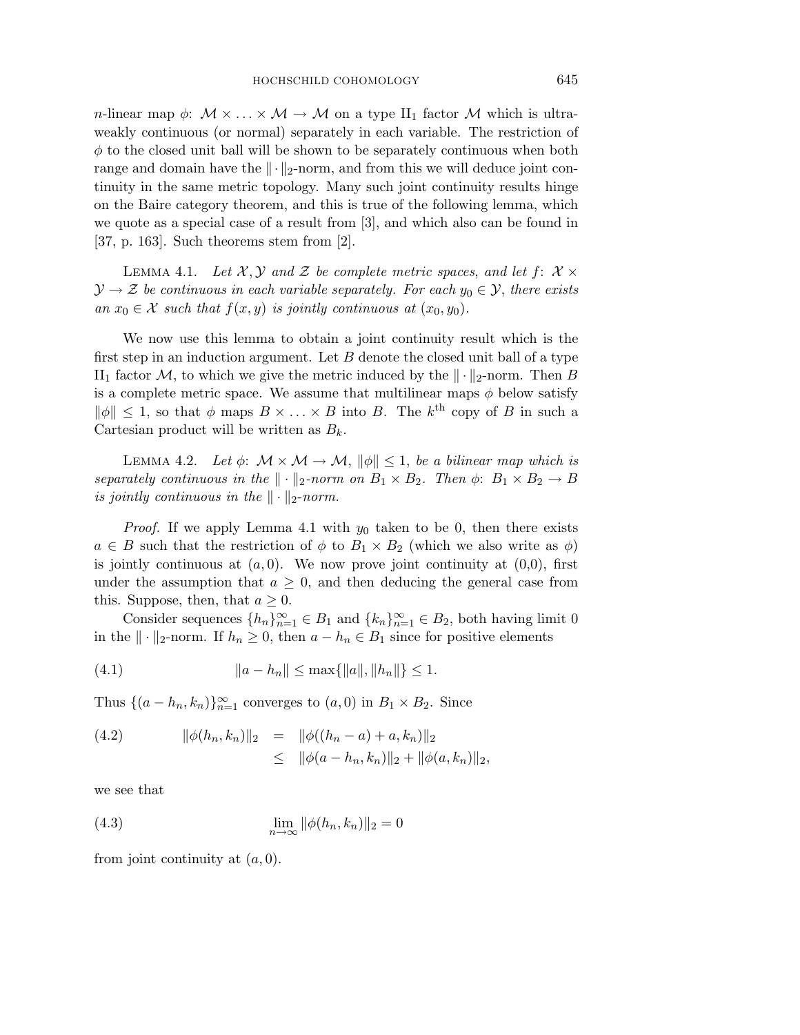$n$-linear map $\phi\colon\ \mathcal{M} \times \ldots \times \mathcal{M} \to \mathcal{M}$ on a type $\mathrm{II}_1$ factor $\mathcal{M}$ which is ultraweakly continuous (or normal) separately in each variable. The restriction of $\phi$ to the closed unit ball will be shown to be separately continuous when both range and domain have the $\|\cdot\|_2$-norm, and from this we will deduce joint continuity in the same metric topology. Many such joint continuity results hinge on the Baire category theorem, and this is true of the following lemma, which we quote as a special case of a result from [3], and which also can be found in [37, p. 163]. Such theorems stem from [2].

Lemma 4.1. *Let $\mathcal{X}, \mathcal{Y}$ and $\mathcal{Z}$ be complete metric spaces, and let $f\colon\ \mathcal{X} \times \mathcal{Y} \to \mathcal{Z}$ be continuous in each variable separately. For each $y_0 \in \mathcal{Y}$, there exists an $x_0 \in \mathcal{X}$ such that $f(x, y)$ is jointly continuous at $(x_0, y_0)$.*

We now use this lemma to obtain a joint continuity result which is the first step in an induction argument. Let $B$ denote the closed unit ball of a type $\mathrm{II}_1$ factor $\mathcal{M}$, to which we give the metric induced by the $\|\cdot\|_2$-norm. Then $B$ is a complete metric space. We assume that multilinear maps $\phi$ below satisfy $\|\phi\| \leq 1$, so that $\phi$ maps $B \times \ldots \times B$ into $B$. The $k^{\text{th}}$ copy of $B$ in such a Cartesian product will be written as $B_k$.

Lemma 4.2. *Let $\phi\colon\ \mathcal{M} \times \mathcal{M} \to \mathcal{M}$, $\|\phi\| \leq 1$, be a bilinear map which is separately continuous in the $\|\cdot\|_2$-norm on $B_1 \times B_2$. Then $\phi\colon\ B_1 \times B_2 \to B$ is jointly continuous in the $\|\cdot\|_2$-norm.*

*Proof.* If we apply Lemma 4.1 with $y_0$ taken to be 0, then there exists $a \in B$ such that the restriction of $\phi$ to $B_1 \times B_2$ (which we also write as $\phi$) is jointly continuous at $(a, 0)$. We now prove joint continuity at (0,0), first under the assumption that $a \geq 0$, and then deducing the general case from this. Suppose, then, that $a \geq 0$.

Consider sequences $\{h_n\}_{n=1}^{\infty} \in B_1$ and $\{k_n\}_{n=1}^{\infty} \in B_2$, both having limit 0 in the $\|\cdot\|_2$-norm. If $h_n \geq 0$, then $a - h_n \in B_1$ since for positive elements

$$\|a - h_n\| \leq \max\{\|a\|, \|h_n\|\} \leq 1. \tag{4.1}$$

Thus $\{(a - h_n, k_n)\}_{n=1}^{\infty}$ converges to $(a, 0)$ in $B_1 \times B_2$. Since

$$\begin{aligned} \|\phi(h_n, k_n)\|_2 &= \|\phi((h_n - a) + a, k_n)\|_2 \\ &\leq \|\phi(a - h_n, k_n)\|_2 + \|\phi(a, k_n)\|_2, \end{aligned} \tag{4.2}$$

we see that

$$\lim_{n \to \infty} \|\phi(h_n, k_n)\|_2 = 0 \tag{4.3}$$

from joint continuity at $(a, 0)$.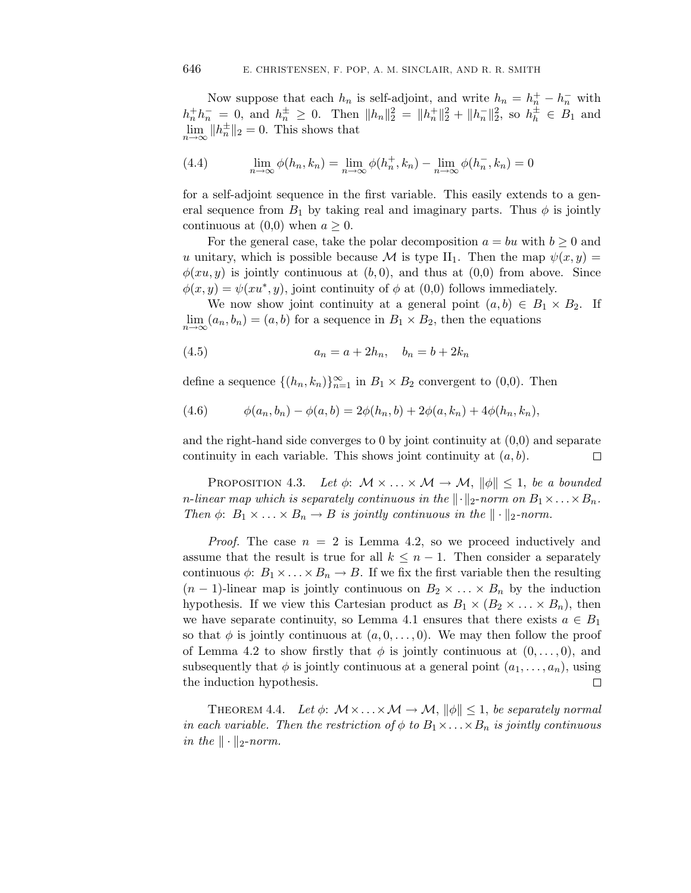Now suppose that each $h_n$ is self-adjoint, and write $h_n = h_n^+ - h_n^-$ with $h_n^+ h_n^- = 0$, and $h_n^\pm \geq 0$. Then $\|h_n\|_2^2 = \|h_n^+\|_2^2 + \|h_n^-\|_2^2$, so $h_h^\pm \in B_1$ and $\lim\limits_{n\to\infty} \|h_n^\pm\|_2 = 0$. This shows that

$$\lim_{n\to\infty} \phi(h_n, k_n) = \lim_{n\to\infty} \phi(h_n^+, k_n) - \lim_{n\to\infty} \phi(h_n^-, k_n) = 0 \tag{4.4}$$

for a self-adjoint sequence in the first variable. This easily extends to a general sequence from $B_1$ by taking real and imaginary parts. Thus $\phi$ is jointly continuous at (0,0) when $a \geq 0$.

For the general case, take the polar decomposition $a = bu$ with $b \geq 0$ and $u$ unitary, which is possible because $\mathcal{M}$ is type $\mathrm{II}_1$. Then the map $\psi(x, y) = \phi(xu, y)$ is jointly continuous at $(b, 0)$, and thus at (0,0) from above. Since $\phi(x, y) = \psi(xu^*, y)$, joint continuity of $\phi$ at (0,0) follows immediately.

We now show joint continuity at a general point $(a, b) \in B_1 \times B_2$. If $\lim\limits_{n\to\infty} (a_n, b_n) = (a, b)$ for a sequence in $B_1 \times B_2$, then the equations

$$a_n = a + 2h_n, \quad b_n = b + 2k_n \tag{4.5}$$

define a sequence $\{(h_n, k_n)\}_{n=1}^\infty$ in $B_1 \times B_2$ convergent to (0,0). Then

$$\phi(a_n, b_n) - \phi(a, b) = 2\phi(h_n, b) + 2\phi(a, k_n) + 4\phi(h_n, k_n), \tag{4.6}$$

and the right-hand side converges to 0 by joint continuity at (0,0) and separate continuity in each variable. This shows joint continuity at $(a, b)$. $\square$

**Proposition 4.3.** *Let $\phi$: $\mathcal{M} \times \ldots \times \mathcal{M} \to \mathcal{M}$, $\|\phi\| \leq 1$, be a bounded $n$-linear map which is separately continuous in the $\|\cdot\|_2$-norm on $B_1 \times \ldots \times B_n$. Then $\phi$: $B_1 \times \ldots \times B_n \to B$ is jointly continuous in the $\|\cdot\|_2$-norm.*

*Proof.* The case $n = 2$ is Lemma 4.2, so we proceed inductively and assume that the result is true for all $k \leq n-1$. Then consider a separately continuous $\phi$: $B_1 \times \ldots \times B_n \to B$. If we fix the first variable then the resulting $(n-1)$-linear map is jointly continuous on $B_2 \times \ldots \times B_n$ by the induction hypothesis. If we view this Cartesian product as $B_1 \times (B_2 \times \ldots \times B_n)$, then we have separate continuity, so Lemma 4.1 ensures that there exists $a \in B_1$ so that $\phi$ is jointly continuous at $(a, 0, \ldots, 0)$. We may then follow the proof of Lemma 4.2 to show firstly that $\phi$ is jointly continuous at $(0, \ldots, 0)$, and subsequently that $\phi$ is jointly continuous at a general point $(a_1, \ldots, a_n)$, using the induction hypothesis. $\square$

**Theorem 4.4.** *Let $\phi$: $\mathcal{M} \times \ldots \times \mathcal{M} \to \mathcal{M}$, $\|\phi\| \leq 1$, be separately normal in each variable. Then the restriction of $\phi$ to $B_1 \times \ldots \times B_n$ is jointly continuous in the $\|\cdot\|_2$-norm.*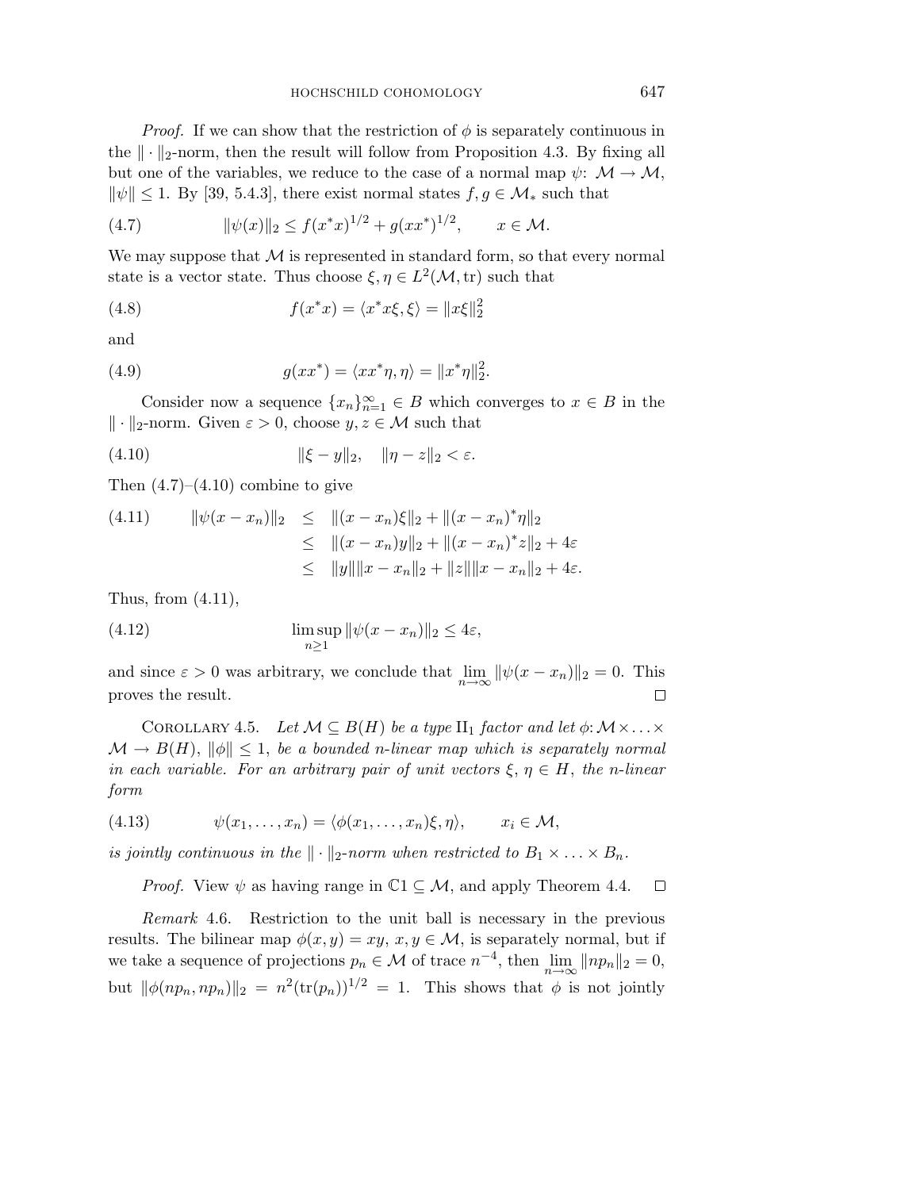*Proof.* If we can show that the restriction of $\phi$ is separately continuous in the $\|\cdot\|_2$-norm, then the result will follow from Proposition 4.3. By fixing all but one of the variables, we reduce to the case of a normal map $\psi\colon \mathcal{M} \to \mathcal{M}$, $\|\psi\| \leq 1$. By [39, 5.4.3], there exist normal states $f, g \in \mathcal{M}_*$ such that

$$\|\psi(x)\|_2 \leq f(x^*x)^{1/2} + g(xx^*)^{1/2}, \qquad x \in \mathcal{M}. \tag{4.7}$$

We may suppose that $\mathcal{M}$ is represented in standard form, so that every normal state is a vector state. Thus choose $\xi, \eta \in L^2(\mathcal{M}, \mathrm{tr})$ such that

$$f(x^*x) = \langle x^*x\xi, \xi\rangle = \|x\xi\|_2^2 \tag{4.8}$$

and

$$g(xx^*) = \langle xx^*\eta, \eta\rangle = \|x^*\eta\|_2^2. \tag{4.9}$$

Consider now a sequence $\{x_n\}_{n=1}^\infty \in B$ which converges to $x \in B$ in the $\|\cdot\|_2$-norm. Given $\varepsilon > 0$, choose $y, z \in \mathcal{M}$ such that

$$\|\xi - y\|_2, \quad \|\eta - z\|_2 < \varepsilon. \tag{4.10}$$

Then (4.7)–(4.10) combine to give

$$\begin{aligned} \|\psi(x - x_n)\|_2 &\leq \|(x - x_n)\xi\|_2 + \|(x - x_n)^*\eta\|_2 \\ &\leq \|(x - x_n)y\|_2 + \|(x - x_n)^*z\|_2 + 4\varepsilon \\ &\leq \|y\|\|x - x_n\|_2 + \|z\|\|x - x_n\|_2 + 4\varepsilon. \end{aligned} \tag{4.11}$$

Thus, from (4.11),

$$\limsup_{n\geq 1} \|\psi(x - x_n)\|_2 \leq 4\varepsilon, \tag{4.12}$$

and since $\varepsilon > 0$ was arbitrary, we conclude that $\lim\limits_{n\to\infty} \|\psi(x - x_n)\|_2 = 0$. This proves the result. $\square$

COROLLARY 4.5. *Let $\mathcal{M} \subseteq B(H)$ be a type $\mathrm{II}_1$ factor and let $\phi\colon \mathcal{M} \times \ldots \times \mathcal{M} \to B(H)$, $\|\phi\| \leq 1$, be a bounded $n$-linear map which is separately normal in each variable. For an arbitrary pair of unit vectors $\xi, \eta \in H$, the $n$-linear form*

$$\psi(x_1, \ldots, x_n) = \langle \phi(x_1, \ldots, x_n)\xi, \eta\rangle, \qquad x_i \in \mathcal{M}, \tag{4.13}$$

*is jointly continuous in the $\|\cdot\|_2$-norm when restricted to $B_1 \times \ldots \times B_n$.*

*Proof.* View $\psi$ as having range in $\mathbb{C}1 \subseteq \mathcal{M}$, and apply Theorem 4.4. $\square$

*Remark* 4.6. Restriction to the unit ball is necessary in the previous results. The bilinear map $\phi(x, y) = xy$, $x, y \in \mathcal{M}$, is separately normal, but if we take a sequence of projections $p_n \in \mathcal{M}$ of trace $n^{-4}$, then $\lim\limits_{n\to\infty} \|np_n\|_2 = 0$, but $\|\phi(np_n, np_n)\|_2 = n^2(\mathrm{tr}(p_n))^{1/2} = 1$. This shows that $\phi$ is not jointly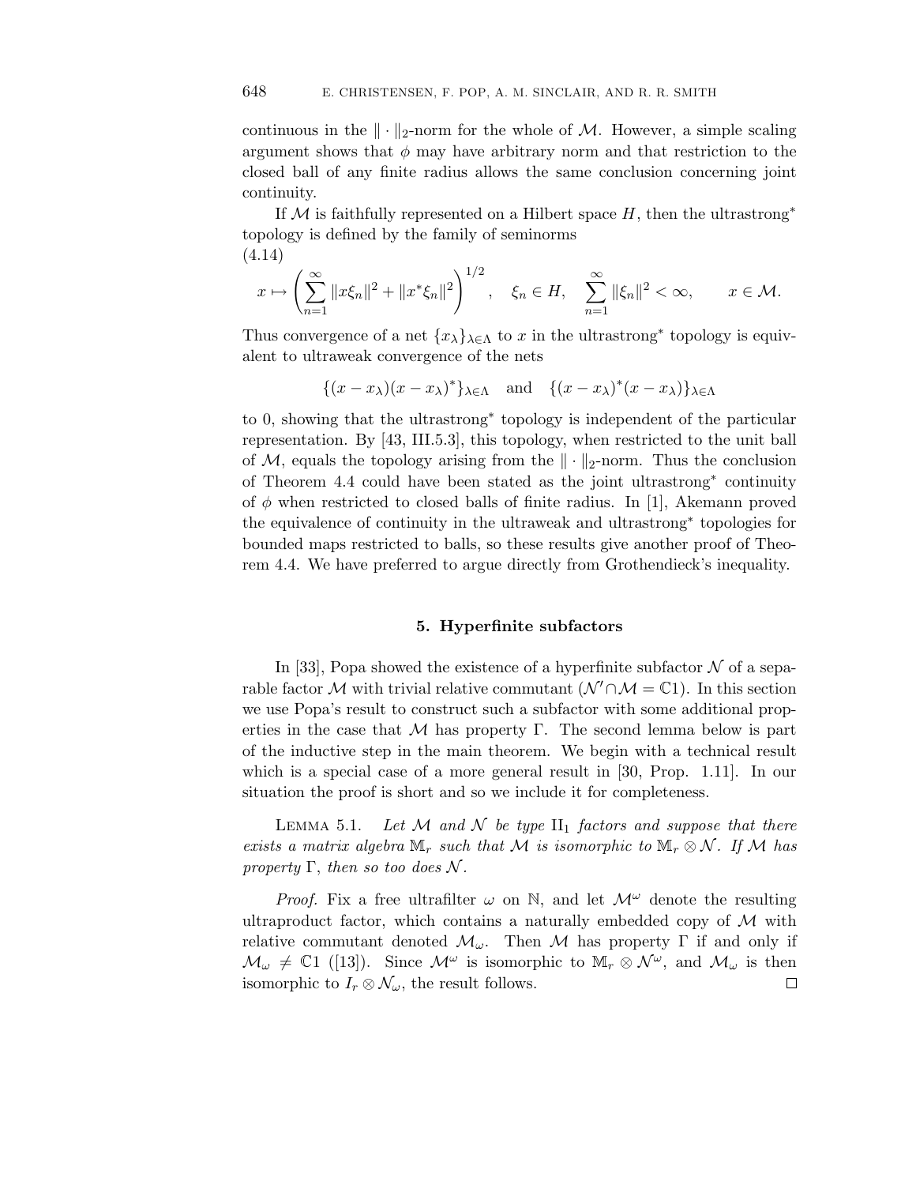continuous in the $\|\cdot\|_2$-norm for the whole of $\mathcal{M}$. However, a simple scaling argument shows that $\phi$ may have arbitrary norm and that restriction to the closed ball of any finite radius allows the same conclusion concerning joint continuity.

If $\mathcal{M}$ is faithfully represented on a Hilbert space $H$, then the ultrastrong* topology is defined by the family of seminorms

(4.14)

$$x \mapsto \left( \sum_{n=1}^{\infty} \|x\xi_n\|^2 + \|x^*\xi_n\|^2 \right)^{1/2}, \quad \xi_n \in H, \quad \sum_{n=1}^{\infty} \|\xi_n\|^2 < \infty, \qquad x \in \mathcal{M}.$$

Thus convergence of a net $\{x_\lambda\}_{\lambda\in\Lambda}$ to $x$ in the ultrastrong* topology is equivalent to ultraweak convergence of the nets

$$\{(x - x_\lambda)(x - x_\lambda)^*\}_{\lambda\in\Lambda} \quad \text{and} \quad \{(x - x_\lambda)^*(x - x_\lambda)\}_{\lambda\in\Lambda}$$

to 0, showing that the ultrastrong* topology is independent of the particular representation. By [43, III.5.3], this topology, when restricted to the unit ball of $\mathcal{M}$, equals the topology arising from the $\|\cdot\|_2$-norm. Thus the conclusion of Theorem 4.4 could have been stated as the joint ultrastrong* continuity of $\phi$ when restricted to closed balls of finite radius. In [1], Akemann proved the equivalence of continuity in the ultraweak and ultrastrong* topologies for bounded maps restricted to balls, so these results give another proof of Theorem 4.4. We have preferred to argue directly from Grothendieck's inequality.

## 5. Hyperfinite subfactors

In [33], Popa showed the existence of a hyperfinite subfactor $\mathcal{N}$ of a separable factor $\mathcal{M}$ with trivial relative commutant ($\mathcal{N}' \cap \mathcal{M} = \mathbb{C}1$). In this section we use Popa's result to construct such a subfactor with some additional properties in the case that $\mathcal{M}$ has property $\Gamma$. The second lemma below is part of the inductive step in the main theorem. We begin with a technical result which is a special case of a more general result in [30, Prop. 1.11]. In our situation the proof is short and so we include it for completeness.

Lemma 5.1. *Let $\mathcal{M}$ and $\mathcal{N}$ be type $\mathrm{II}_1$ factors and suppose that there exists a matrix algebra $\mathbb{M}_r$ such that $\mathcal{M}$ is isomorphic to $\mathbb{M}_r \otimes \mathcal{N}$. If $\mathcal{M}$ has property $\Gamma$, then so too does $\mathcal{N}$.*

*Proof.* Fix a free ultrafilter $\omega$ on $\mathbb{N}$, and let $\mathcal{M}^\omega$ denote the resulting ultraproduct factor, which contains a naturally embedded copy of $\mathcal{M}$ with relative commutant denoted $\mathcal{M}_\omega$. Then $\mathcal{M}$ has property $\Gamma$ if and only if $\mathcal{M}_\omega \neq \mathbb{C}1$ ([13]). Since $\mathcal{M}^\omega$ is isomorphic to $\mathbb{M}_r \otimes \mathcal{N}^\omega$, and $\mathcal{M}_\omega$ is then isomorphic to $I_r \otimes \mathcal{N}_\omega$, the result follows. $\square$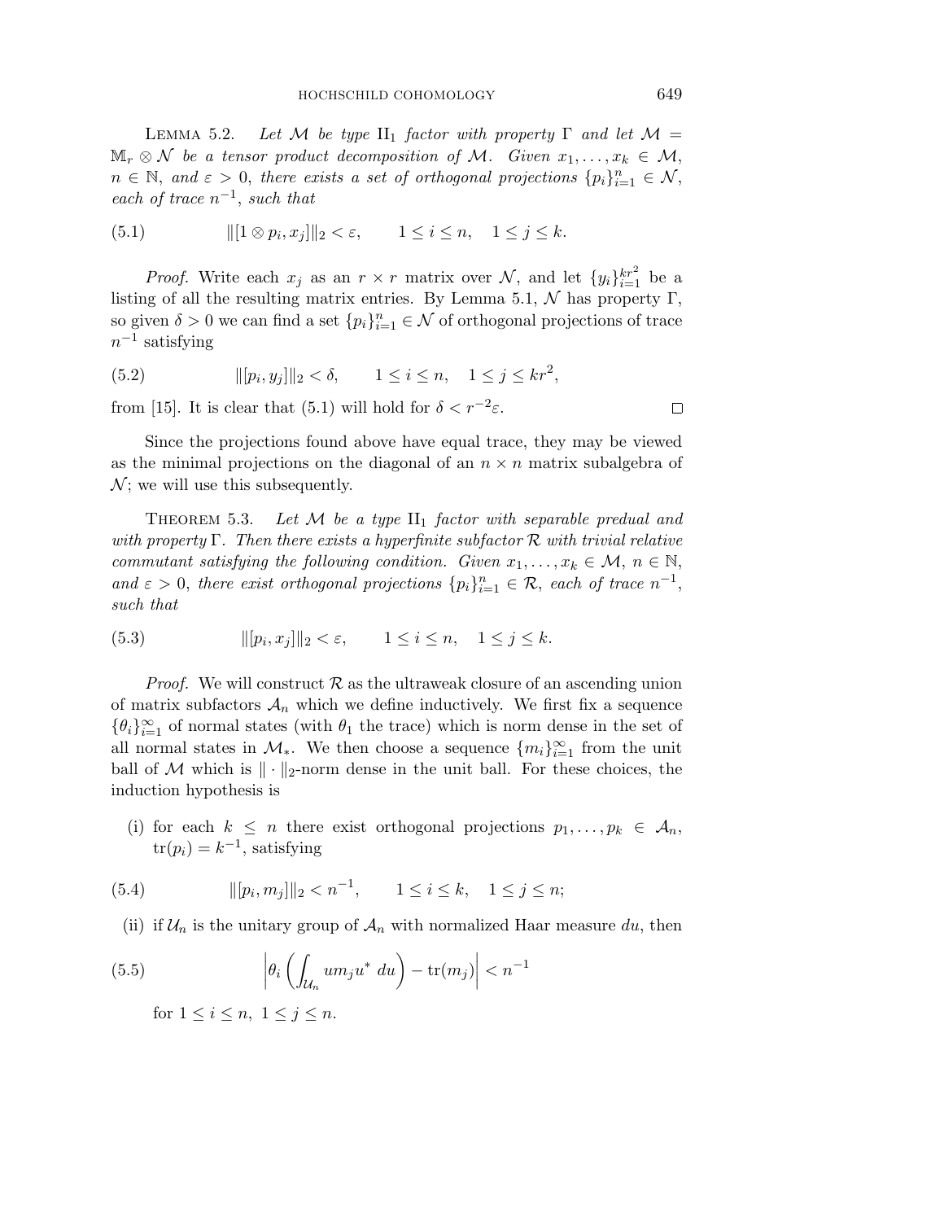**Lemma 5.2.** *Let $\mathcal{M}$ be type $\mathrm{II}_1$ factor with property $\Gamma$ and let $\mathcal{M} = \mathbb{M}_r \otimes \mathcal{N}$ be a tensor product decomposition of $\mathcal{M}$. Given $x_1, \ldots, x_k \in \mathcal{M}$, $n \in \mathbb{N}$, and $\varepsilon > 0$, there exists a set of orthogonal projections $\{p_i\}_{i=1}^n \in \mathcal{N}$, each of trace $n^{-1}$, such that*

$$\|[1 \otimes p_i, x_j]\|_2 < \varepsilon, \qquad 1 \leq i \leq n, \quad 1 \leq j \leq k. \tag{5.1}$$

*Proof.* Write each $x_j$ as an $r \times r$ matrix over $\mathcal{N}$, and let $\{y_i\}_{i=1}^{kr^2}$ be a listing of all the resulting matrix entries. By Lemma 5.1, $\mathcal{N}$ has property $\Gamma$, so given $\delta > 0$ we can find a set $\{p_i\}_{i=1}^n \in \mathcal{N}$ of orthogonal projections of trace $n^{-1}$ satisfying

$$\|[p_i, y_j]\|_2 < \delta, \qquad 1 \leq i \leq n, \quad 1 \leq j \leq kr^2, \tag{5.2}$$

from [15]. It is clear that (5.1) will hold for $\delta < r^{-2}\varepsilon$. $\square$

Since the projections found above have equal trace, they may be viewed as the minimal projections on the diagonal of an $n \times n$ matrix subalgebra of $\mathcal{N}$; we will use this subsequently.

**Theorem 5.3.** *Let $\mathcal{M}$ be a type $\mathrm{II}_1$ factor with separable predual and with property $\Gamma$. Then there exists a hyperfinite subfactor $\mathcal{R}$ with trivial relative commutant satisfying the following condition. Given $x_1, \ldots, x_k \in \mathcal{M}$, $n \in \mathbb{N}$, and $\varepsilon > 0$, there exist orthogonal projections $\{p_i\}_{i=1}^n \in \mathcal{R}$, each of trace $n^{-1}$, such that*

$$\|[p_i, x_j]\|_2 < \varepsilon, \qquad 1 \leq i \leq n, \quad 1 \leq j \leq k. \tag{5.3}$$

*Proof.* We will construct $\mathcal{R}$ as the ultraweak closure of an ascending union of matrix subfactors $\mathcal{A}_n$ which we define inductively. We first fix a sequence $\{\theta_i\}_{i=1}^\infty$ of normal states (with $\theta_1$ the trace) which is norm dense in the set of all normal states in $\mathcal{M}_*$. We then choose a sequence $\{m_i\}_{i=1}^\infty$ from the unit ball of $\mathcal{M}$ which is $\|\cdot\|_2$-norm dense in the unit ball. For these choices, the induction hypothesis is

(i) for each $k \leq n$ there exist orthogonal projections $p_1, \ldots, p_k \in \mathcal{A}_n$, $\mathrm{tr}(p_i) = k^{-1}$, satisfying

$$\|[p_i, m_j]\|_2 < n^{-1}, \qquad 1 \leq i \leq k, \quad 1 \leq j \leq n; \tag{5.4}$$

(ii) if $\mathcal{U}_n$ is the unitary group of $\mathcal{A}_n$ with normalized Haar measure $du$, then

$$\left|\theta_i\left(\int_{\mathcal{U}_n} u m_j u^* \, du\right) - \mathrm{tr}(m_j)\right| < n^{-1} \tag{5.5}$$

for $1 \leq i \leq n$, $1 \leq j \leq n$.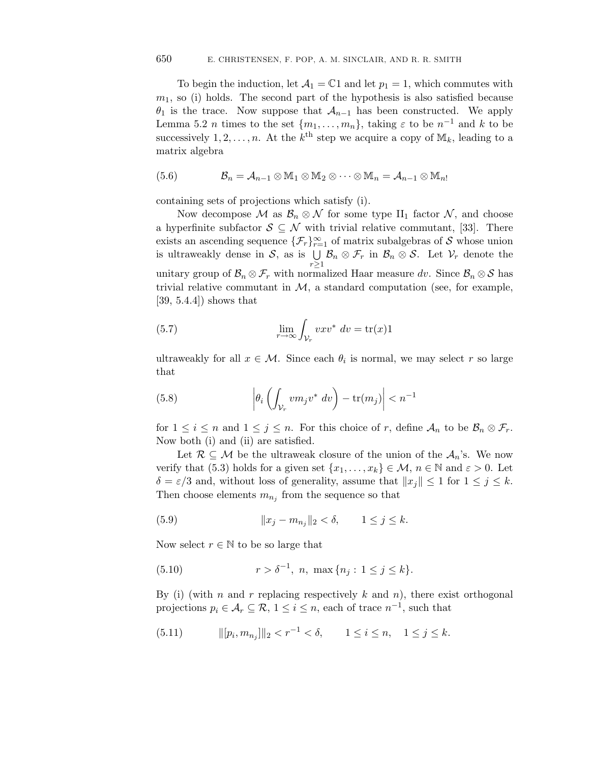To begin the induction, let $\mathcal{A}_1 = \mathbb{C}1$ and let $p_1 = 1$, which commutes with $m_1$, so (i) holds. The second part of the hypothesis is also satisfied because $\theta_1$ is the trace. Now suppose that $\mathcal{A}_{n-1}$ has been constructed. We apply Lemma 5.2 $n$ times to the set $\{m_1, \ldots, m_n\}$, taking $\varepsilon$ to be $n^{-1}$ and $k$ to be successively $1, 2, \ldots, n$. At the $k^{\text{th}}$ step we acquire a copy of $\mathbb{M}_k$, leading to a matrix algebra

$$\mathcal{B}_n = \mathcal{A}_{n-1} \otimes \mathbb{M}_1 \otimes \mathbb{M}_2 \otimes \cdots \otimes \mathbb{M}_n = \mathcal{A}_{n-1} \otimes \mathbb{M}_{n!} \tag{5.6}$$

containing sets of projections which satisfy (i).

Now decompose $\mathcal{M}$ as $\mathcal{B}_n \otimes \mathcal{N}$ for some type $\mathrm{II}_1$ factor $\mathcal{N}$, and choose a hyperfinite subfactor $\mathcal{S} \subseteq \mathcal{N}$ with trivial relative commutant, [33]. There exists an ascending sequence $\{\mathcal{F}_r\}_{r=1}^{\infty}$ of matrix subalgebras of $\mathcal{S}$ whose union is ultraweakly dense in $\mathcal{S}$, as is $\bigcup\limits_{r \geq 1} \mathcal{B}_n \otimes \mathcal{F}_r$ in $\mathcal{B}_n \otimes \mathcal{S}$. Let $\mathcal{V}_r$ denote the unitary group of $\mathcal{B}_n \otimes \mathcal{F}_r$ with normalized Haar measure $dv$. Since $\mathcal{B}_n \otimes \mathcal{S}$ has trivial relative commutant in $\mathcal{M}$, a standard computation (see, for example, [39, 5.4.4]) shows that

$$\lim_{r \to \infty} \int_{\mathcal{V}_r} vxv^* \, dv = \mathrm{tr}(x)1 \tag{5.7}$$

ultraweakly for all $x \in \mathcal{M}$. Since each $\theta_i$ is normal, we may select $r$ so large that

$$\left| \theta_i \left( \int_{\mathcal{V}_r} v m_j v^* \, dv \right) - \mathrm{tr}(m_j) \right| < n^{-1} \tag{5.8}$$

for $1 \leq i \leq n$ and $1 \leq j \leq n$. For this choice of $r$, define $\mathcal{A}_n$ to be $\mathcal{B}_n \otimes \mathcal{F}_r$. Now both (i) and (ii) are satisfied.

Let $\mathcal{R} \subseteq \mathcal{M}$ be the ultraweak closure of the union of the $\mathcal{A}_n$'s. We now verify that (5.3) holds for a given set $\{x_1, \ldots, x_k\} \in \mathcal{M}$, $n \in \mathbb{N}$ and $\varepsilon > 0$. Let $\delta = \varepsilon/3$ and, without loss of generality, assume that $\|x_j\| \leq 1$ for $1 \leq j \leq k$. Then choose elements $m_{n_j}$ from the sequence so that

$$\|x_j - m_{n_j}\|_2 < \delta, \qquad 1 \leq j \leq k. \tag{5.9}$$

Now select $r \in \mathbb{N}$ to be so large that

$$r > \delta^{-1},\ n,\ \max\{n_j : 1 \leq j \leq k\}. \tag{5.10}$$

By (i) (with $n$ and $r$ replacing respectively $k$ and $n$), there exist orthogonal projections $p_i \in \mathcal{A}_r \subseteq \mathcal{R}$, $1 \leq i \leq n$, each of trace $n^{-1}$, such that

$$\|[p_i, m_{n_j}]\|_2 < r^{-1} < \delta, \qquad 1 \leq i \leq n, \quad 1 \leq j \leq k. \tag{5.11}$$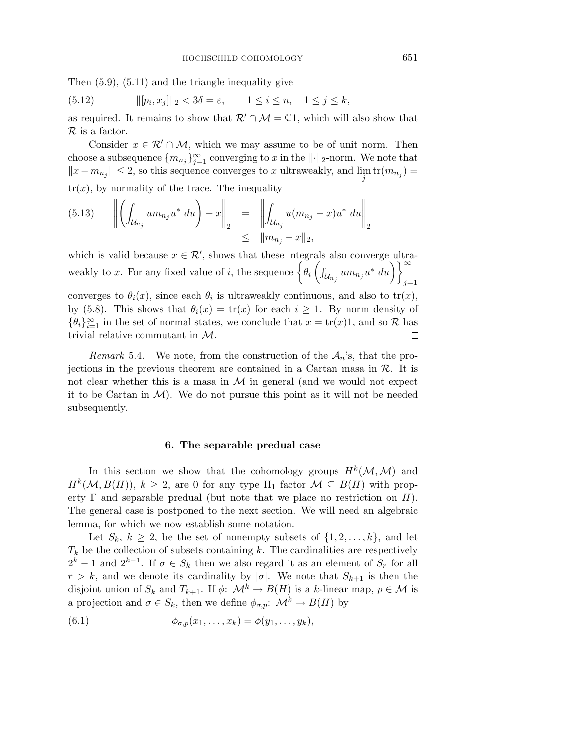Then (5.9), (5.11) and the triangle inequality give

$$\|[p_i, x_j]\|_2 < 3\delta = \varepsilon, \qquad 1 \leq i \leq n, \quad 1 \leq j \leq k, \tag{5.12}$$

as required. It remains to show that $\mathcal{R}' \cap \mathcal{M} = \mathbb{C}1$, which will also show that $\mathcal{R}$ is a factor.

Consider $x \in \mathcal{R}' \cap \mathcal{M}$, which we may assume to be of unit norm. Then choose a subsequence $\{m_{n_j}\}_{j=1}^{\infty}$ converging to $x$ in the $\|\cdot\|_2$-norm. We note that $\|x - m_{n_j}\| \leq 2$, so this sequence converges to $x$ ultraweakly, and $\lim_j \operatorname{tr}(m_{n_j}) = \operatorname{tr}(x)$, by normality of the trace. The inequality

$$\left\| \left( \int_{\mathcal{U}_{n_j}} u m_{n_j} u^* \, du \right) - x \right\|_2 = \left\| \int_{\mathcal{U}_{n_j}} u(m_{n_j} - x)u^* \, du \right\|_2 \leq \|m_{n_j} - x\|_2, \tag{5.13}$$

which is valid because $x \in \mathcal{R}'$, shows that these integrals also converge ultraweakly to $x$. For any fixed value of $i$, the sequence $\left\{ \theta_i \left( \int_{\mathcal{U}_{n_j}} u m_{n_j} u^* \, du \right) \right\}_{j=1}^{\infty}$ converges to $\theta_i(x)$, since each $\theta_i$ is ultraweakly continuous, and also to $\operatorname{tr}(x)$, by (5.8). This shows that $\theta_i(x) = \operatorname{tr}(x)$ for each $i \geq 1$. By norm density of $\{\theta_i\}_{i=1}^{\infty}$ in the set of normal states, we conclude that $x = \operatorname{tr}(x)1$, and so $\mathcal{R}$ has trivial relative commutant in $\mathcal{M}$. $\square$

*Remark* 5.4. We note, from the construction of the $\mathcal{A}_n$'s, that the projections in the previous theorem are contained in a Cartan masa in $\mathcal{R}$. It is not clear whether this is a masa in $\mathcal{M}$ in general (and we would not expect it to be Cartan in $\mathcal{M}$). We do not pursue this point as it will not be needed subsequently.

## 6. The separable predual case

In this section we show that the cohomology groups $H^k(\mathcal{M}, \mathcal{M})$ and $H^k(\mathcal{M}, B(H))$, $k \geq 2$, are 0 for any type II$_1$ factor $\mathcal{M} \subseteq B(H)$ with property $\Gamma$ and separable predual (but note that we place no restriction on $H$). The general case is postponed to the next section. We will need an algebraic lemma, for which we now establish some notation.

Let $S_k$, $k \geq 2$, be the set of nonempty subsets of $\{1, 2, \ldots, k\}$, and let $T_k$ be the collection of subsets containing $k$. The cardinalities are respectively $2^k - 1$ and $2^{k-1}$. If $\sigma \in S_k$ then we also regard it as an element of $S_r$ for all $r > k$, and we denote its cardinality by $|\sigma|$. We note that $S_{k+1}$ is then the disjoint union of $S_k$ and $T_{k+1}$. If $\phi$: $\mathcal{M}^k \to B(H)$ is a $k$-linear map, $p \in \mathcal{M}$ is a projection and $\sigma \in S_k$, then we define $\phi_{\sigma,p}$: $\mathcal{M}^k \to B(H)$ by

$$\phi_{\sigma,p}(x_1, \ldots, x_k) = \phi(y_1, \ldots, y_k), \tag{6.1}$$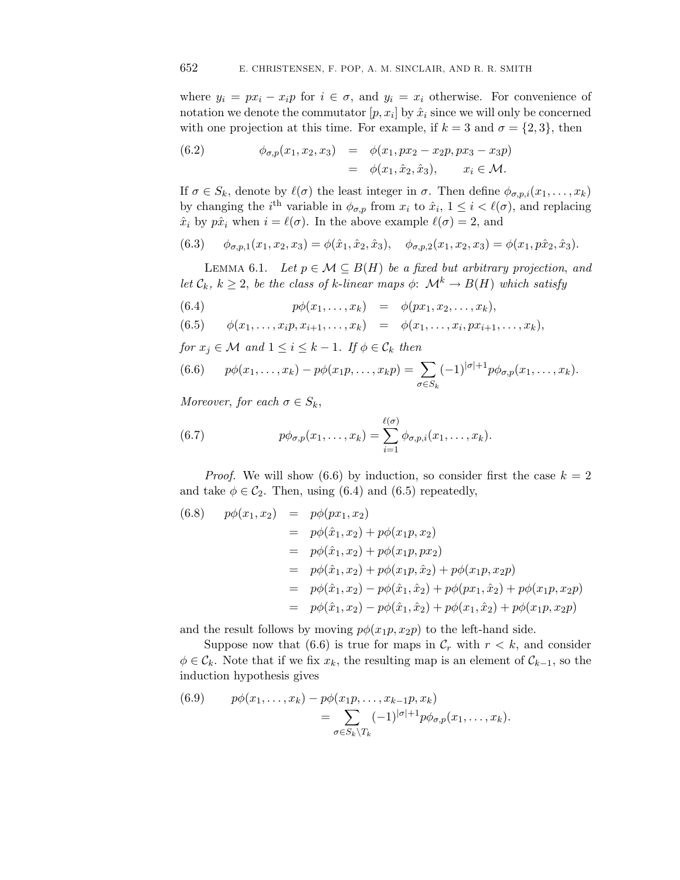where $y_i = px_i - x_ip$ for $i \in \sigma$, and $y_i = x_i$ otherwise. For convenience of notation we denote the commutator $[p, x_i]$ by $\hat{x}_i$ since we will only be concerned with one projection at this time. For example, if $k = 3$ and $\sigma = \{2, 3\}$, then

$$
\begin{aligned}
\text{(6.2)} \qquad \phi_{\sigma,p}(x_1, x_2, x_3) &= \phi(x_1, px_2 - x_2p, px_3 - x_3p) \\
&= \phi(x_1, \hat{x}_2, \hat{x}_3), \qquad x_i \in \mathcal{M}.
\end{aligned}
$$

If $\sigma \in S_k$, denote by $\ell(\sigma)$ the least integer in $\sigma$. Then define $\phi_{\sigma,p,i}(x_1, \ldots, x_k)$ by changing the $i^{\text{th}}$ variable in $\phi_{\sigma,p}$ from $x_i$ to $\hat{x}_i$, $1 \leq i < \ell(\sigma)$, and replacing $\hat{x}_i$ by $p\hat{x}_i$ when $i = \ell(\sigma)$. In the above example $\ell(\sigma) = 2$, and

$$
\text{(6.3)} \qquad \phi_{\sigma,p,1}(x_1, x_2, x_3) = \phi(\hat{x}_1, \hat{x}_2, \hat{x}_3), \quad \phi_{\sigma,p,2}(x_1, x_2, x_3) = \phi(x_1, p\hat{x}_2, \hat{x}_3).
$$

LEMMA 6.1. *Let $p \in \mathcal{M} \subseteq B(H)$ be a fixed but arbitrary projection, and let $\mathcal{C}_k$, $k \geq 2$, be the class of $k$-linear maps $\phi$: $\mathcal{M}^k \to B(H)$ which satisfy*

$$
\text{(6.4)} \qquad p\phi(x_1, \ldots, x_k) = \phi(px_1, x_2, \ldots, x_k),
$$

$$
\text{(6.5)} \qquad \phi(x_1, \ldots, x_ip, x_{i+1}, \ldots, x_k) = \phi(x_1, \ldots, x_i, px_{i+1}, \ldots, x_k),
$$

*for $x_j \in \mathcal{M}$ and $1 \leq i \leq k-1$. If $\phi \in \mathcal{C}_k$ then*

$$
\text{(6.6)} \qquad p\phi(x_1, \ldots, x_k) - p\phi(x_1p, \ldots, x_kp) = \sum_{\sigma \in S_k} (-1)^{|\sigma|+1} p\phi_{\sigma,p}(x_1, \ldots, x_k).
$$

*Moreover, for each $\sigma \in S_k$,*

$$
\text{(6.7)} \qquad p\phi_{\sigma,p}(x_1, \ldots, x_k) = \sum_{i=1}^{\ell(\sigma)} \phi_{\sigma,p,i}(x_1, \ldots, x_k).
$$

*Proof.* We will show (6.6) by induction, so consider first the case $k = 2$ and take $\phi \in \mathcal{C}_2$. Then, using (6.4) and (6.5) repeatedly,

$$
\begin{aligned}
\text{(6.8)} \qquad p\phi(x_1, x_2) &= p\phi(px_1, x_2) \\
&= p\phi(\hat{x}_1, x_2) + p\phi(x_1p, x_2) \\
&= p\phi(\hat{x}_1, x_2) + p\phi(x_1p, px_2) \\
&= p\phi(\hat{x}_1, x_2) + p\phi(x_1p, \hat{x}_2) + p\phi(x_1p, x_2p) \\
&= p\phi(\hat{x}_1, x_2) - p\phi(\hat{x}_1, \hat{x}_2) + p\phi(px_1, \hat{x}_2) + p\phi(x_1p, x_2p) \\
&= p\phi(\hat{x}_1, x_2) - p\phi(\hat{x}_1, \hat{x}_2) + p\phi(x_1, \hat{x}_2) + p\phi(x_1p, x_2p)
\end{aligned}
$$

and the result follows by moving $p\phi(x_1p, x_2p)$ to the left-hand side.

Suppose now that (6.6) is true for maps in $\mathcal{C}_r$ with $r < k$, and consider $\phi \in \mathcal{C}_k$. Note that if we fix $x_k$, the resulting map is an element of $\mathcal{C}_{k-1}$, so the induction hypothesis gives

$$
\begin{aligned}
\text{(6.9)} \qquad p\phi(x_1, \ldots, x_k) &- p\phi(x_1p, \ldots, x_{k-1}p, x_k) \\
&= \sum_{\sigma \in S_k \setminus T_k} (-1)^{|\sigma|+1} p\phi_{\sigma,p}(x_1, \ldots, x_k).
\end{aligned}
$$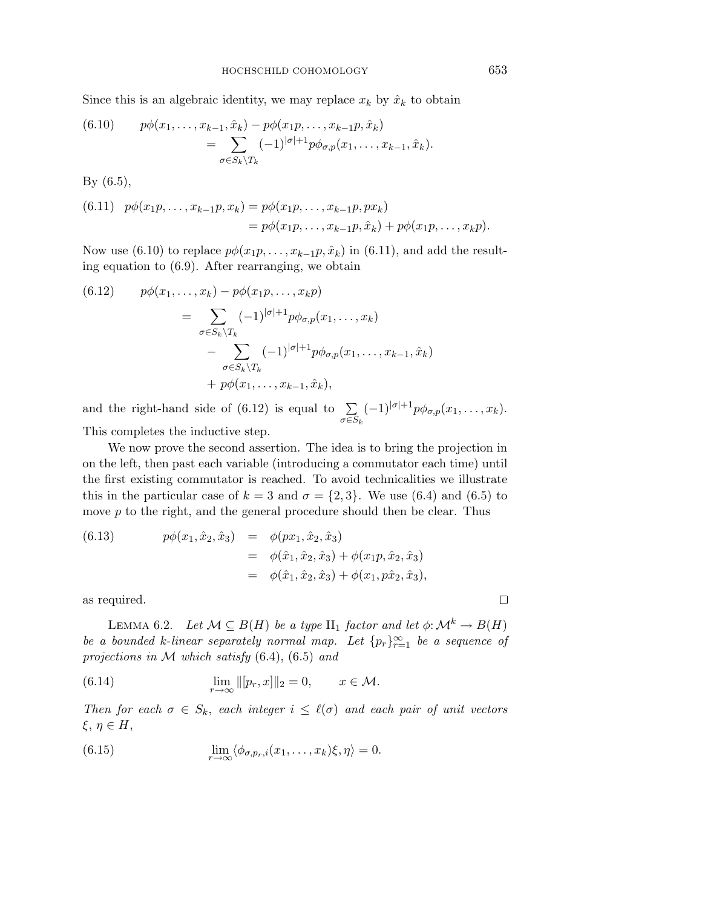Since this is an algebraic identity, we may replace $x_k$ by $\hat{x}_k$ to obtain

$$
\begin{aligned}
(6.10) \qquad p\phi(x_1, \ldots, x_{k-1}, \hat{x}_k) &- p\phi(x_1 p, \ldots, x_{k-1}p, \hat{x}_k) \\
&= \sum_{\sigma \in S_k \setminus T_k} (-1)^{|\sigma|+1} p\phi_{\sigma,p}(x_1, \ldots, x_{k-1}, \hat{x}_k).
\end{aligned}
$$

By (6.5),

$$
\begin{aligned}
(6.11) \quad p\phi(x_1 p, \ldots, x_{k-1}p, x_k) &= p\phi(x_1 p, \ldots, x_{k-1}p, px_k) \\
&= p\phi(x_1 p, \ldots, x_{k-1}p, \hat{x}_k) + p\phi(x_1 p, \ldots, x_k p).
\end{aligned}
$$

Now use (6.10) to replace $p\phi(x_1 p, \ldots, x_{k-1}p, \hat{x}_k)$ in (6.11), and add the resulting equation to (6.9). After rearranging, we obtain

$$
\begin{aligned}
(6.12) \qquad p\phi(x_1, \ldots, x_k) &- p\phi(x_1 p, \ldots, x_k p) \\
&= \sum_{\sigma \in S_k \setminus T_k} (-1)^{|\sigma|+1} p\phi_{\sigma,p}(x_1, \ldots, x_k) \\
&\quad - \sum_{\sigma \in S_k \setminus T_k} (-1)^{|\sigma|+1} p\phi_{\sigma,p}(x_1, \ldots, x_{k-1}, \hat{x}_k) \\
&\quad + p\phi(x_1, \ldots, x_{k-1}, \hat{x}_k),
\end{aligned}
$$

and the right-hand side of (6.12) is equal to $\sum_{\sigma \in S_k} (-1)^{|\sigma|+1} p\phi_{\sigma,p}(x_1, \ldots, x_k)$. This completes the inductive step.

We now prove the second assertion. The idea is to bring the projection in on the left, then past each variable (introducing a commutator each time) until the first existing commutator is reached. To avoid technicalities we illustrate this in the particular case of $k = 3$ and $\sigma = \{2, 3\}$. We use (6.4) and (6.5) to move $p$ to the right, and the general procedure should then be clear. Thus

$$
\begin{aligned}
(6.13) \qquad p\phi(x_1, \hat{x}_2, \hat{x}_3) &= \phi(px_1, \hat{x}_2, \hat{x}_3) \\
&= \phi(\hat{x}_1, \hat{x}_2, \hat{x}_3) + \phi(x_1 p, \hat{x}_2, \hat{x}_3) \\
&= \phi(\hat{x}_1, \hat{x}_2, \hat{x}_3) + \phi(x_1, p\hat{x}_2, \hat{x}_3),
\end{aligned}
$$

as required. $\square$

LEMMA 6.2. *Let $\mathcal{M} \subseteq B(H)$ be a type $\mathrm{II}_1$ factor and let $\phi\colon \mathcal{M}^k \to B(H)$ be a bounded $k$-linear separately normal map. Let $\{p_r\}_{r=1}^{\infty}$ be a sequence of projections in $\mathcal{M}$ which satisfy* (6.4), (6.5) *and*

$$
(6.14) \qquad \lim_{r \to \infty} \|[p_r, x]\|_2 = 0, \qquad x \in \mathcal{M}.
$$

*Then for each $\sigma \in S_k$, each integer $i \leq \ell(\sigma)$ and each pair of unit vectors $\xi$, $\eta \in H$,*

$$
(6.15) \qquad \lim_{r \to \infty} \langle \phi_{\sigma, p_r, i}(x_1, \ldots, x_k)\xi, \eta \rangle = 0.
$$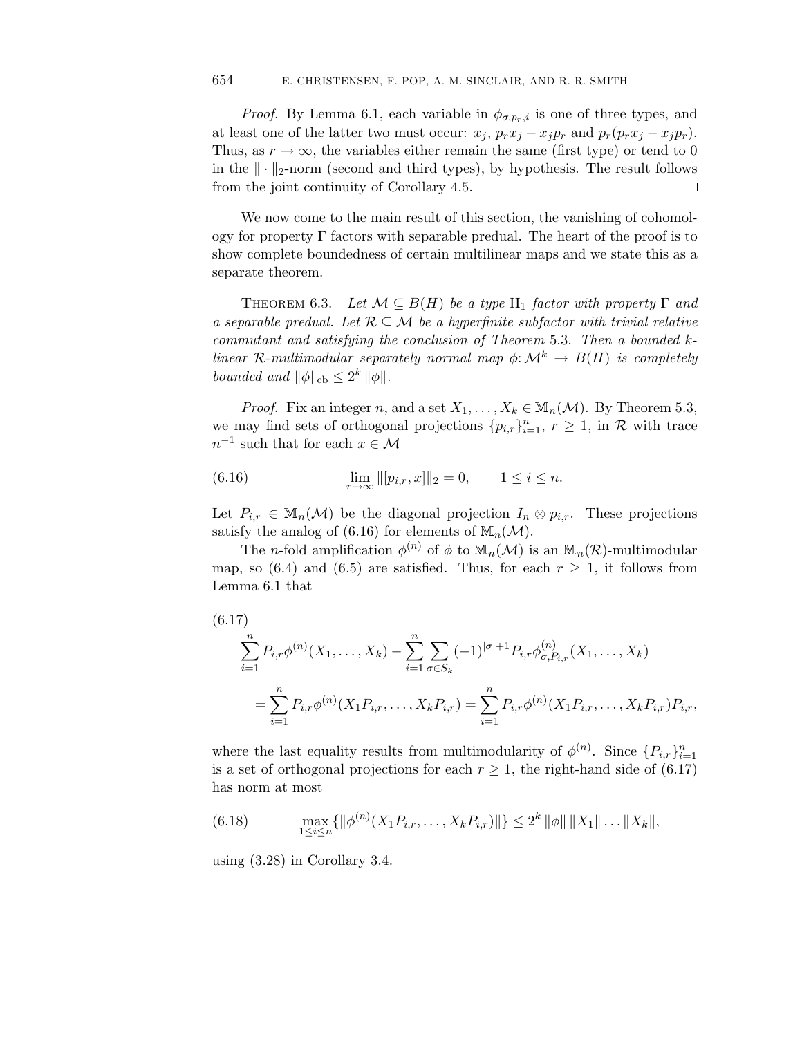*Proof.* By Lemma 6.1, each variable in $\phi_{\sigma,p_r,i}$ is one of three types, and at least one of the latter two must occur: $x_j$, $p_r x_j - x_j p_r$ and $p_r(p_r x_j - x_j p_r)$. Thus, as $r \to \infty$, the variables either remain the same (first type) or tend to 0 in the $\|\cdot\|_2$-norm (second and third types), by hypothesis. The result follows from the joint continuity of Corollary 4.5. $\square$

We now come to the main result of this section, the vanishing of cohomology for property $\Gamma$ factors with separable predual. The heart of the proof is to show complete boundedness of certain multilinear maps and we state this as a separate theorem.

THEOREM 6.3. *Let $\mathcal{M} \subseteq B(H)$ be a type $\mathrm{II}_1$ factor with property $\Gamma$ and a separable predual. Let $\mathcal{R} \subseteq \mathcal{M}$ be a hyperfinite subfactor with trivial relative commutant and satisfying the conclusion of Theorem 5.3. Then a bounded $k$-linear $\mathcal{R}$-multimodular separately normal map $\phi: \mathcal{M}^k \to B(H)$ is completely bounded and $\|\phi\|_{\mathrm{cb}} \le 2^k \|\phi\|$.*

*Proof.* Fix an integer $n$, and a set $X_1, \ldots, X_k \in \mathbb{M}_n(\mathcal{M})$. By Theorem 5.3, we may find sets of orthogonal projections $\{p_{i,r}\}_{i=1}^n$, $r \ge 1$, in $\mathcal{R}$ with trace $n^{-1}$ such that for each $x \in \mathcal{M}$

$$\lim_{r\to\infty} \|[p_{i,r}, x]\|_2 = 0, \qquad 1 \le i \le n. \tag{6.16}$$

Let $P_{i,r} \in \mathbb{M}_n(\mathcal{M})$ be the diagonal projection $I_n \otimes p_{i,r}$. These projections satisfy the analog of (6.16) for elements of $\mathbb{M}_n(\mathcal{M})$.

The $n$-fold amplification $\phi^{(n)}$ of $\phi$ to $\mathbb{M}_n(\mathcal{M})$ is an $\mathbb{M}_n(\mathcal{R})$-multimodular map, so (6.4) and (6.5) are satisfied. Thus, for each $r \ge 1$, it follows from Lemma 6.1 that

$$\begin{aligned}
&\sum_{i=1}^n P_{i,r}\phi^{(n)}(X_1, \ldots, X_k) - \sum_{i=1}^n \sum_{\sigma \in S_k} (-1)^{|\sigma|+1} P_{i,r}\phi^{(n)}_{\sigma, P_{i,r}}(X_1, \ldots, X_k) \\
&\quad = \sum_{i=1}^n P_{i,r}\phi^{(n)}(X_1 P_{i,r}, \ldots, X_k P_{i,r}) = \sum_{i=1}^n P_{i,r}\phi^{(n)}(X_1 P_{i,r}, \ldots, X_k P_{i,r}) P_{i,r},
\end{aligned} \tag{6.17}$$

where the last equality results from multimodularity of $\phi^{(n)}$. Since $\{P_{i,r}\}_{i=1}^n$ is a set of orthogonal projections for each $r \ge 1$, the right-hand side of (6.17) has norm at most

$$\max_{1\le i\le n} \{\|\phi^{(n)}(X_1 P_{i,r}, \ldots, X_k P_{i,r})\|\} \le 2^k \|\phi\| \, \|X_1\| \ldots \|X_k\|, \tag{6.18}$$

using (3.28) in Corollary 3.4.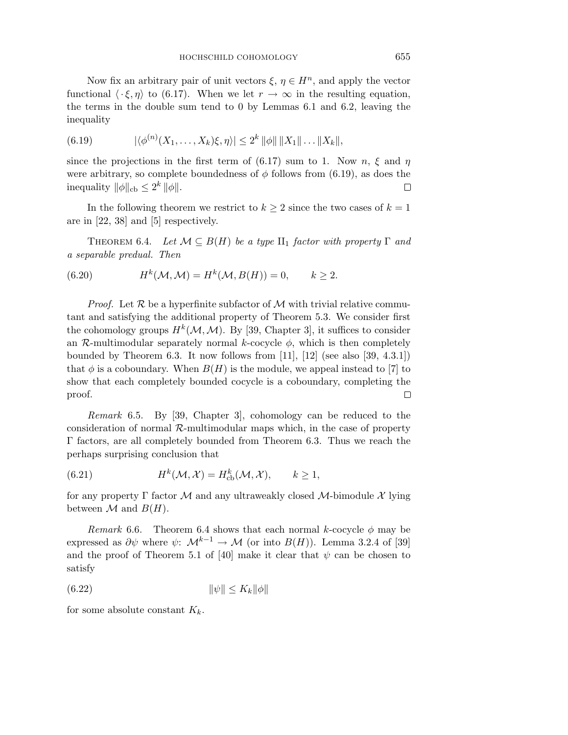Now fix an arbitrary pair of unit vectors $\xi$, $\eta \in H^n$, and apply the vector functional $\langle \cdot \xi, \eta \rangle$ to (6.17). When we let $r \to \infty$ in the resulting equation, the terms in the double sum tend to 0 by Lemmas 6.1 and 6.2, leaving the inequality

$$|\langle \phi^{(n)}(X_1, \ldots, X_k)\xi, \eta \rangle| \leq 2^k \, \|\phi\| \, \|X_1\| \ldots \|X_k\|, \tag{6.19}$$

since the projections in the first term of (6.17) sum to 1. Now $n$, $\xi$ and $\eta$ were arbitrary, so complete boundedness of $\phi$ follows from (6.19), as does the inequality $\|\phi\|_{\mathrm{cb}} \leq 2^k \, \|\phi\|$. □

In the following theorem we restrict to $k \geq 2$ since the two cases of $k = 1$ are in [22, 38] and [5] respectively.

Theorem 6.4. *Let $\mathcal{M} \subseteq B(H)$ be a type $\mathrm{II}_1$ factor with property $\Gamma$ and a separable predual. Then*

$$H^k(\mathcal{M}, \mathcal{M}) = H^k(\mathcal{M}, B(H)) = 0, \qquad k \geq 2. \tag{6.20}$$

*Proof.* Let $\mathcal{R}$ be a hyperfinite subfactor of $\mathcal{M}$ with trivial relative commutant and satisfying the additional property of Theorem 5.3. We consider first the cohomology groups $H^k(\mathcal{M}, \mathcal{M})$. By [39, Chapter 3], it suffices to consider an $\mathcal{R}$-multimodular separately normal $k$-cocycle $\phi$, which is then completely bounded by Theorem 6.3. It now follows from [11], [12] (see also [39, 4.3.1]) that $\phi$ is a coboundary. When $B(H)$ is the module, we appeal instead to [7] to show that each completely bounded cocycle is a coboundary, completing the proof. □

*Remark* 6.5. By [39, Chapter 3], cohomology can be reduced to the consideration of normal $\mathcal{R}$-multimodular maps which, in the case of property $\Gamma$ factors, are all completely bounded from Theorem 6.3. Thus we reach the perhaps surprising conclusion that

$$H^k(\mathcal{M}, \mathcal{X}) = H^k_{\mathrm{cb}}(\mathcal{M}, \mathcal{X}), \qquad k \geq 1, \tag{6.21}$$

for any property $\Gamma$ factor $\mathcal{M}$ and any ultraweakly closed $\mathcal{M}$-bimodule $\mathcal{X}$ lying between $\mathcal{M}$ and $B(H)$.

*Remark* 6.6. Theorem 6.4 shows that each normal $k$-cocycle $\phi$ may be expressed as $\partial\psi$ where $\psi$: $\mathcal{M}^{k-1} \to \mathcal{M}$ (or into $B(H)$). Lemma 3.2.4 of [39] and the proof of Theorem 5.1 of [40] make it clear that $\psi$ can be chosen to satisfy

$$\|\psi\| \leq K_k \|\phi\| \tag{6.22}$$

for some absolute constant $K_k$.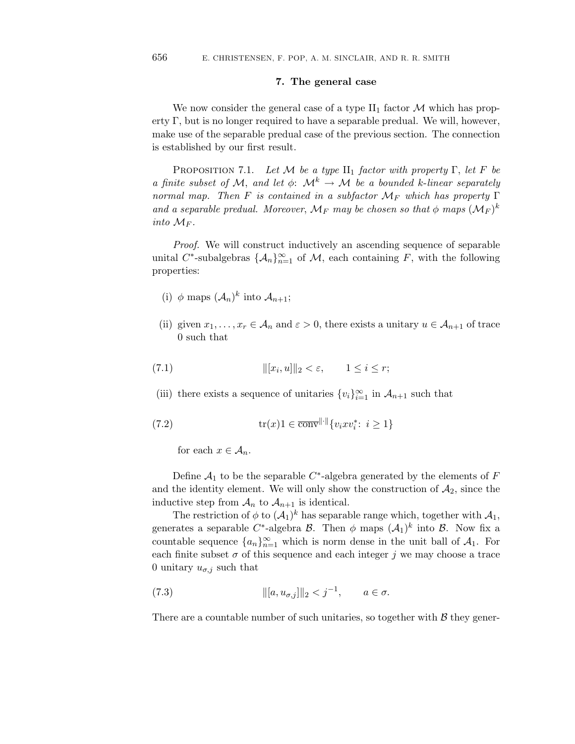## 7. The general case

We now consider the general case of a type $\mathrm{II}_1$ factor $\mathcal{M}$ which has property $\Gamma$, but is no longer required to have a separable predual. We will, however, make use of the separable predual case of the previous section. The connection is established by our first result.

Proposition 7.1. *Let $\mathcal{M}$ be a type $\mathrm{II}_1$ factor with property $\Gamma$, let $F$ be a finite subset of $\mathcal{M}$, and let $\phi$: $\mathcal{M}^k \to \mathcal{M}$ be a bounded $k$-linear separately normal map. Then $F$ is contained in a subfactor $\mathcal{M}_F$ which has property $\Gamma$ and a separable predual. Moreover, $\mathcal{M}_F$ may be chosen so that $\phi$ maps $(\mathcal{M}_F)^k$ into $\mathcal{M}_F$.*

*Proof.* We will construct inductively an ascending sequence of separable unital $C^*$-subalgebras $\{\mathcal{A}_n\}_{n=1}^\infty$ of $\mathcal{M}$, each containing $F$, with the following properties:

(i) $\phi$ maps $(\mathcal{A}_n)^k$ into $\mathcal{A}_{n+1}$;

(ii) given $x_1, \ldots, x_r \in \mathcal{A}_n$ and $\varepsilon > 0$, there exists a unitary $u \in \mathcal{A}_{n+1}$ of trace 0 such that

$$\|[x_i, u]\|_2 < \varepsilon, \qquad 1 \leq i \leq r; \tag{7.1}$$

(iii) there exists a sequence of unitaries $\{v_i\}_{i=1}^\infty$ in $\mathcal{A}_{n+1}$ such that

$$\mathrm{tr}(x)1 \in \overline{\mathrm{conv}}^{\|\cdot\|}\{v_i x v_i^*\colon\ i \geq 1\} \tag{7.2}$$

for each $x \in \mathcal{A}_n$.

Define $\mathcal{A}_1$ to be the separable $C^*$-algebra generated by the elements of $F$ and the identity element. We will only show the construction of $\mathcal{A}_2$, since the inductive step from $\mathcal{A}_n$ to $\mathcal{A}_{n+1}$ is identical.

The restriction of $\phi$ to $(\mathcal{A}_1)^k$ has separable range which, together with $\mathcal{A}_1$, generates a separable $C^*$-algebra $\mathcal{B}$. Then $\phi$ maps $(\mathcal{A}_1)^k$ into $\mathcal{B}$. Now fix a countable sequence $\{a_n\}_{n=1}^\infty$ which is norm dense in the unit ball of $\mathcal{A}_1$. For each finite subset $\sigma$ of this sequence and each integer $j$ we may choose a trace 0 unitary $u_{\sigma,j}$ such that

$$\|[a, u_{\sigma,j}]\|_2 < j^{-1}, \qquad a \in \sigma. \tag{7.3}$$

There are a countable number of such unitaries, so together with $\mathcal{B}$ they gener-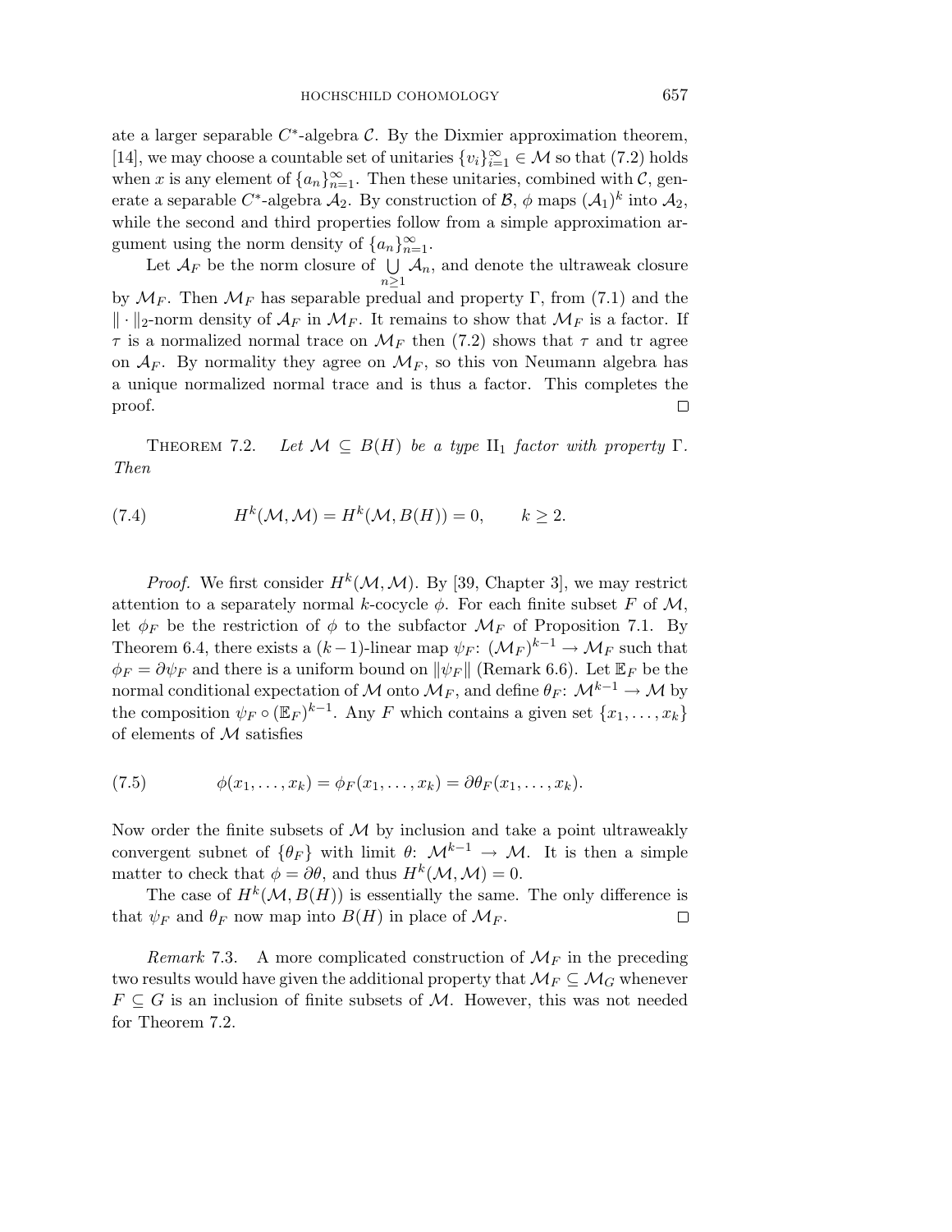ate a larger separable $C^*$-algebra $\mathcal{C}$. By the Dixmier approximation theorem, [14], we may choose a countable set of unitaries $\{v_i\}_{i=1}^\infty \in \mathcal{M}$ so that (7.2) holds when $x$ is any element of $\{a_n\}_{n=1}^\infty$. Then these unitaries, combined with $\mathcal{C}$, generate a separable $C^*$-algebra $\mathcal{A}_2$. By construction of $\mathcal{B}$, $\phi$ maps $(\mathcal{A}_1)^k$ into $\mathcal{A}_2$, while the second and third properties follow from a simple approximation argument using the norm density of $\{a_n\}_{n=1}^\infty$.

Let $\mathcal{A}_F$ be the norm closure of $\bigcup_{n\geq 1} \mathcal{A}_n$, and denote the ultraweak closure by $\mathcal{M}_F$. Then $\mathcal{M}_F$ has separable predual and property $\Gamma$, from (7.1) and the $\|\cdot\|_2$-norm density of $\mathcal{A}_F$ in $\mathcal{M}_F$. It remains to show that $\mathcal{M}_F$ is a factor. If $\tau$ is a normalized normal trace on $\mathcal{M}_F$ then (7.2) shows that $\tau$ and tr agree on $\mathcal{A}_F$. By normality they agree on $\mathcal{M}_F$, so this von Neumann algebra has a unique normalized normal trace and is thus a factor. This completes the proof. $\square$

THEOREM 7.2. *Let $\mathcal{M} \subseteq B(H)$ be a type* $\mathrm{II}_1$ *factor with property* $\Gamma$. *Then*

$$H^k(\mathcal{M}, \mathcal{M}) = H^k(\mathcal{M}, B(H)) = 0, \qquad k \geq 2. \tag{7.4}$$

*Proof.* We first consider $H^k(\mathcal{M}, \mathcal{M})$. By [39, Chapter 3], we may restrict attention to a separately normal $k$-cocycle $\phi$. For each finite subset $F$ of $\mathcal{M}$, let $\phi_F$ be the restriction of $\phi$ to the subfactor $\mathcal{M}_F$ of Proposition 7.1. By Theorem 6.4, there exists a $(k-1)$-linear map $\psi_F \colon (\mathcal{M}_F)^{k-1} \to \mathcal{M}_F$ such that $\phi_F = \partial\psi_F$ and there is a uniform bound on $\|\psi_F\|$ (Remark 6.6). Let $\mathbb{E}_F$ be the normal conditional expectation of $\mathcal{M}$ onto $\mathcal{M}_F$, and define $\theta_F \colon \mathcal{M}^{k-1} \to \mathcal{M}$ by the composition $\psi_F \circ (\mathbb{E}_F)^{k-1}$. Any $F$ which contains a given set $\{x_1, \ldots, x_k\}$ of elements of $\mathcal{M}$ satisfies

$$\phi(x_1, \ldots, x_k) = \phi_F(x_1, \ldots, x_k) = \partial\theta_F(x_1, \ldots, x_k). \tag{7.5}$$

Now order the finite subsets of $\mathcal{M}$ by inclusion and take a point ultraweakly convergent subnet of $\{\theta_F\}$ with limit $\theta \colon \mathcal{M}^{k-1} \to \mathcal{M}$. It is then a simple matter to check that $\phi = \partial\theta$, and thus $H^k(\mathcal{M}, \mathcal{M}) = 0$.

The case of $H^k(\mathcal{M}, B(H))$ is essentially the same. The only difference is that $\psi_F$ and $\theta_F$ now map into $B(H)$ in place of $\mathcal{M}_F$. $\square$

*Remark* 7.3. A more complicated construction of $\mathcal{M}_F$ in the preceding two results would have given the additional property that $\mathcal{M}_F \subseteq \mathcal{M}_G$ whenever $F \subseteq G$ is an inclusion of finite subsets of $\mathcal{M}$. However, this was not needed for Theorem 7.2.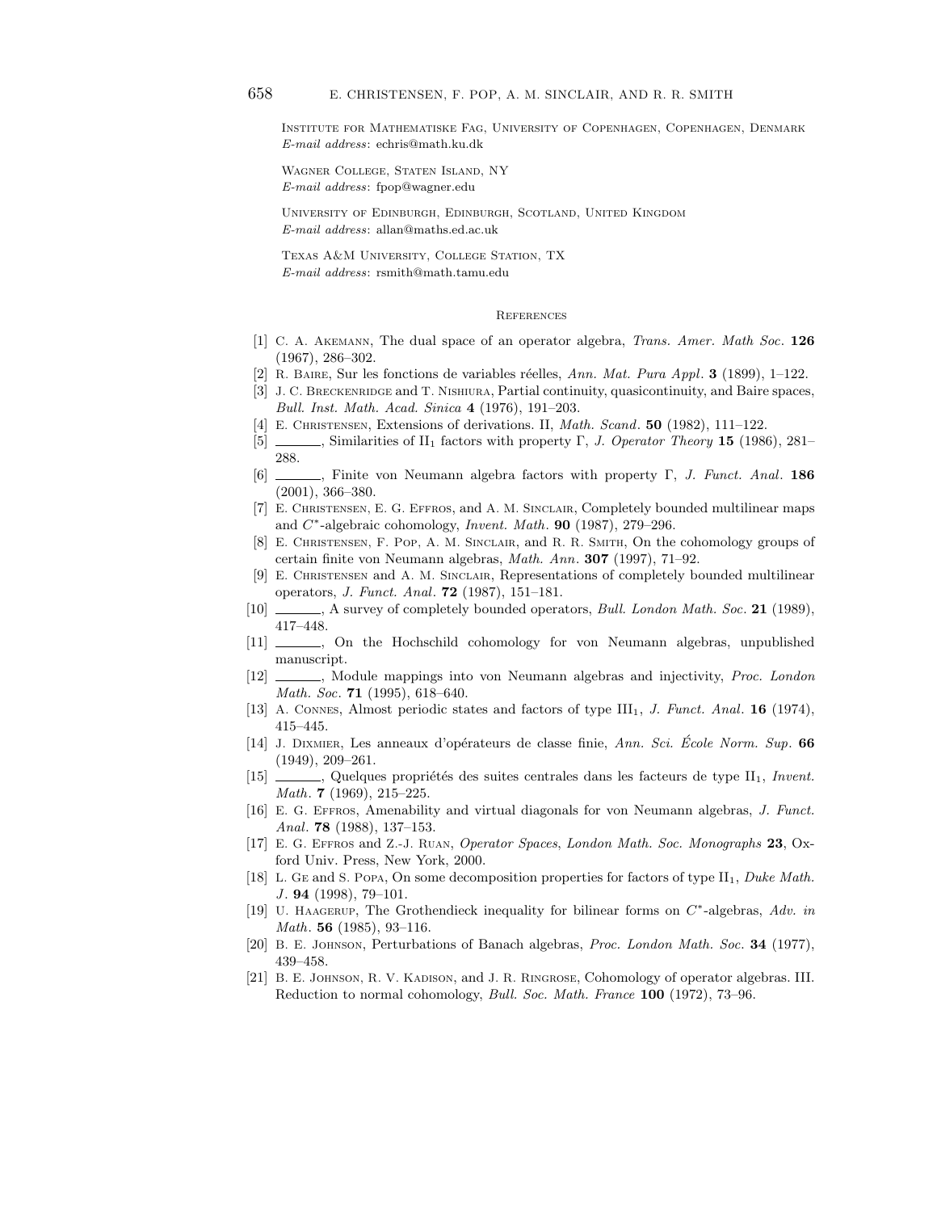Institute for Mathematiske Fag, University of Copenhagen, Copenhagen, Denmark
*E-mail address*: echris@math.ku.dk

Wagner College, Staten Island, NY
*E-mail address*: fpop@wagner.edu

University of Edinburgh, Edinburgh, Scotland, United Kingdom
*E-mail address*: allan@maths.ed.ac.uk

Texas A&M University, College Station, TX
*E-mail address*: rsmith@math.tamu.edu

## References

[1] C. A. Akemann, The dual space of an operator algebra, *Trans. Amer. Math Soc*. **126** (1967), 286–302.

[2] R. Baire, Sur les fonctions de variables réelles, *Ann. Mat. Pura Appl*. **3** (1899), 1–122.

[3] J. C. Breckenridge and T. Nishiura, Partial continuity, quasicontinuity, and Baire spaces, *Bull. Inst. Math. Acad. Sinica* **4** (1976), 191–203.

[4] E. Christensen, Extensions of derivations. II, *Math. Scand*. **50** (1982), 111–122.

[5] ———, Similarities of $\mathrm{II}_1$ factors with property $\Gamma$, *J. Operator Theory* **15** (1986), 281–288.

[6] ———, Finite von Neumann algebra factors with property $\Gamma$, *J. Funct. Anal*. **186** (2001), 366–380.

[7] E. Christensen, E. G. Effros, and A. M. Sinclair, Completely bounded multilinear maps and $C^*$-algebraic cohomology, *Invent. Math*. **90** (1987), 279–296.

[8] E. Christensen, F. Pop, A. M. Sinclair, and R. R. Smith, On the cohomology groups of certain finite von Neumann algebras, *Math. Ann*. **307** (1997), 71–92.

[9] E. Christensen and A. M. Sinclair, Representations of completely bounded multilinear operators, *J. Funct. Anal*. **72** (1987), 151–181.

[10] ———, A survey of completely bounded operators, *Bull. London Math. Soc*. **21** (1989), 417–448.

[11] ———, On the Hochschild cohomology for von Neumann algebras, unpublished manuscript.

[12] ———, Module mappings into von Neumann algebras and injectivity, *Proc. London Math. Soc*. **71** (1995), 618–640.

[13] A. Connes, Almost periodic states and factors of type $\mathrm{III}_1$, *J. Funct. Anal*. **16** (1974), 415–445.

[14] J. Dixmier, Les anneaux d'opérateurs de classe finie, *Ann. Sci. École Norm. Sup*. **66** (1949), 209–261.

[15] ———, Quelques propriétés des suites centrales dans les facteurs de type $\mathrm{II}_1$, *Invent. Math*. **7** (1969), 215–225.

[16] E. G. Effros, Amenability and virtual diagonals for von Neumann algebras, *J. Funct. Anal*. **78** (1988), 137–153.

[17] E. G. Effros and Z.-J. Ruan, *Operator Spaces*, *London Math. Soc. Monographs* **23**, Oxford Univ. Press, New York, 2000.

[18] L. Ge and S. Popa, On some decomposition properties for factors of type $\mathrm{II}_1$, *Duke Math. J*. **94** (1998), 79–101.

[19] U. Haagerup, The Grothendieck inequality for bilinear forms on $C^*$-algebras, *Adv. in Math*. **56** (1985), 93–116.

[20] B. E. Johnson, Perturbations of Banach algebras, *Proc. London Math. Soc*. **34** (1977), 439–458.

[21] B. E. Johnson, R. V. Kadison, and J. R. Ringrose, Cohomology of operator algebras. III. Reduction to normal cohomology, *Bull. Soc. Math. France* **100** (1972), 73–96.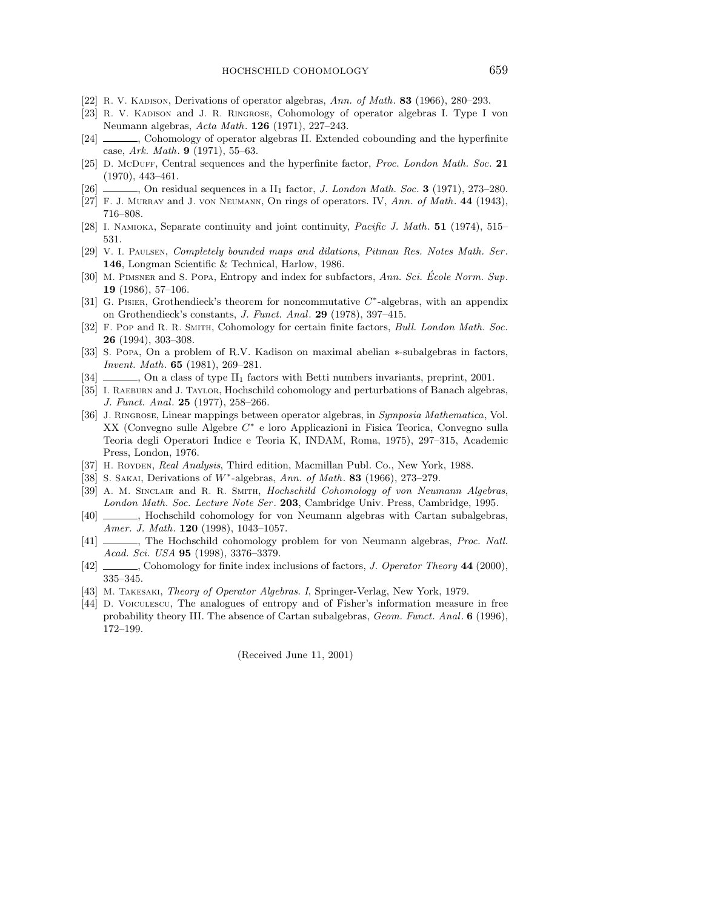[22] R. V. Kadison, Derivations of operator algebras, *Ann. of Math.* **83** (1966), 280–293.

[23] R. V. Kadison and J. R. Ringrose, Cohomology of operator algebras I. Type I von Neumann algebras, *Acta Math.* **126** (1971), 227–243.

[24] ______, Cohomology of operator algebras II. Extended cobounding and the hyperfinite case, *Ark. Math.* **9** (1971), 55–63.

[25] D. McDuff, Central sequences and the hyperfinite factor, *Proc. London Math. Soc.* **21** (1970), 443–461.

[26] ______, On residual sequences in a $\mathrm{II}_1$ factor, *J. London Math. Soc.* **3** (1971), 273–280.

[27] F. J. Murray and J. von Neumann, On rings of operators. IV, *Ann. of Math.* **44** (1943), 716–808.

[28] I. Namioka, Separate continuity and joint continuity, *Pacific J. Math.* **51** (1974), 515–531.

[29] V. I. Paulsen, *Completely bounded maps and dilations*, *Pitman Res. Notes Math. Ser.* **146**, Longman Scientific & Technical, Harlow, 1986.

[30] M. Pimsner and S. Popa, Entropy and index for subfactors, *Ann. Sci. École Norm. Sup.* **19** (1986), 57–106.

[31] G. Pisier, Grothendieck's theorem for noncommutative $C^*$-algebras, with an appendix on Grothendieck's constants, *J. Funct. Anal.* **29** (1978), 397–415.

[32] F. Pop and R. R. Smith, Cohomology for certain finite factors, *Bull. London Math. Soc.* **26** (1994), 303–308.

[33] S. Popa, On a problem of R.V. Kadison on maximal abelian $*$-subalgebras in factors, *Invent. Math.* **65** (1981), 269–281.

[34] ______, On a class of type $\mathrm{II}_1$ factors with Betti numbers invariants, preprint, 2001.

[35] I. Raeburn and J. Taylor, Hochschild cohomology and perturbations of Banach algebras, *J. Funct. Anal.* **25** (1977), 258–266.

[36] J. Ringrose, Linear mappings between operator algebras, in *Symposia Mathematica*, Vol. XX (Convegno sulle Algebre $C^*$ e loro Applicazioni in Fisica Teorica, Convegno sulla Teoria degli Operatori Indice e Teoria K, INDAM, Roma, 1975), 297–315, Academic Press, London, 1976.

[37] H. Royden, *Real Analysis*, Third edition, Macmillan Publ. Co., New York, 1988.

[38] S. Sakai, Derivations of $W^*$-algebras, *Ann. of Math.* **83** (1966), 273–279.

[39] A. M. Sinclair and R. R. Smith, *Hochschild Cohomology of von Neumann Algebras*, *London Math. Soc. Lecture Note Ser.* **203**, Cambridge Univ. Press, Cambridge, 1995.

[40] ______, Hochschild cohomology for von Neumann algebras with Cartan subalgebras, *Amer. J. Math.* **120** (1998), 1043–1057.

[41] ______, The Hochschild cohomology problem for von Neumann algebras, *Proc. Natl. Acad. Sci. USA* **95** (1998), 3376–3379.

[42] ______, Cohomology for finite index inclusions of factors, *J. Operator Theory* **44** (2000), 335–345.

[43] M. Takesaki, *Theory of Operator Algebras. I*, Springer-Verlag, New York, 1979.

[44] D. Voiculescu, The analogues of entropy and of Fisher's information measure in free probability theory III. The absence of Cartan subalgebras, *Geom. Funct. Anal.* **6** (1996), 172–199.

(Received June 11, 2001)